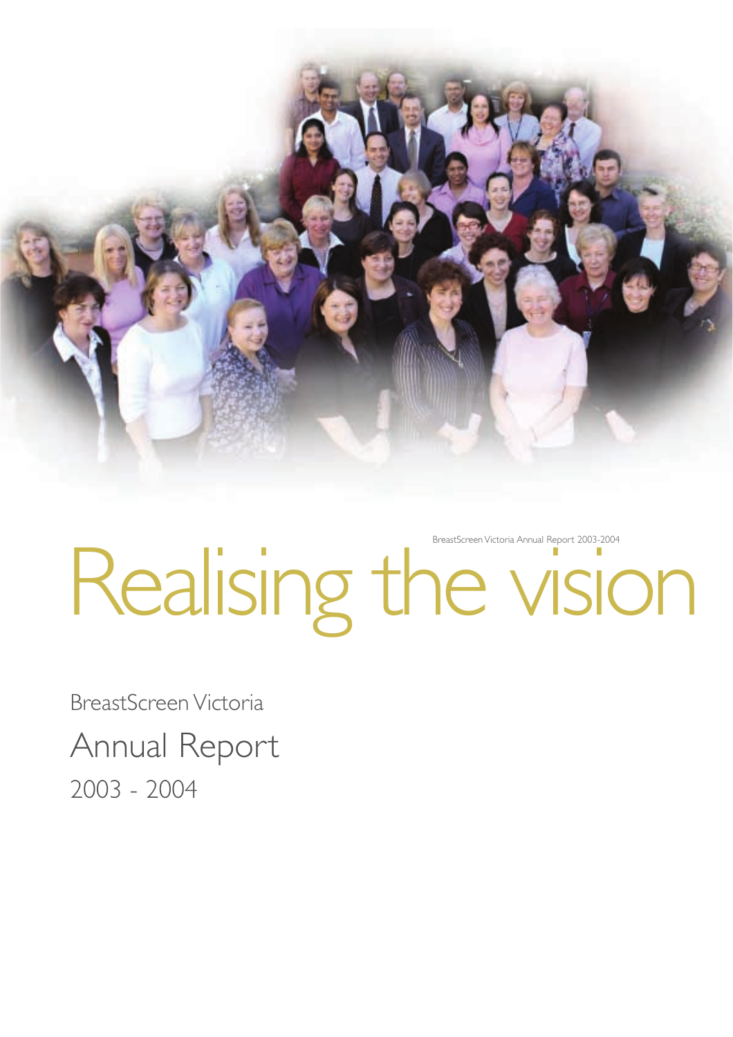BreastScreen Victoria Annual Report 2003-2004

# Realising the vision

BreastScreen Victoria

## Annual Report

2003 - 2004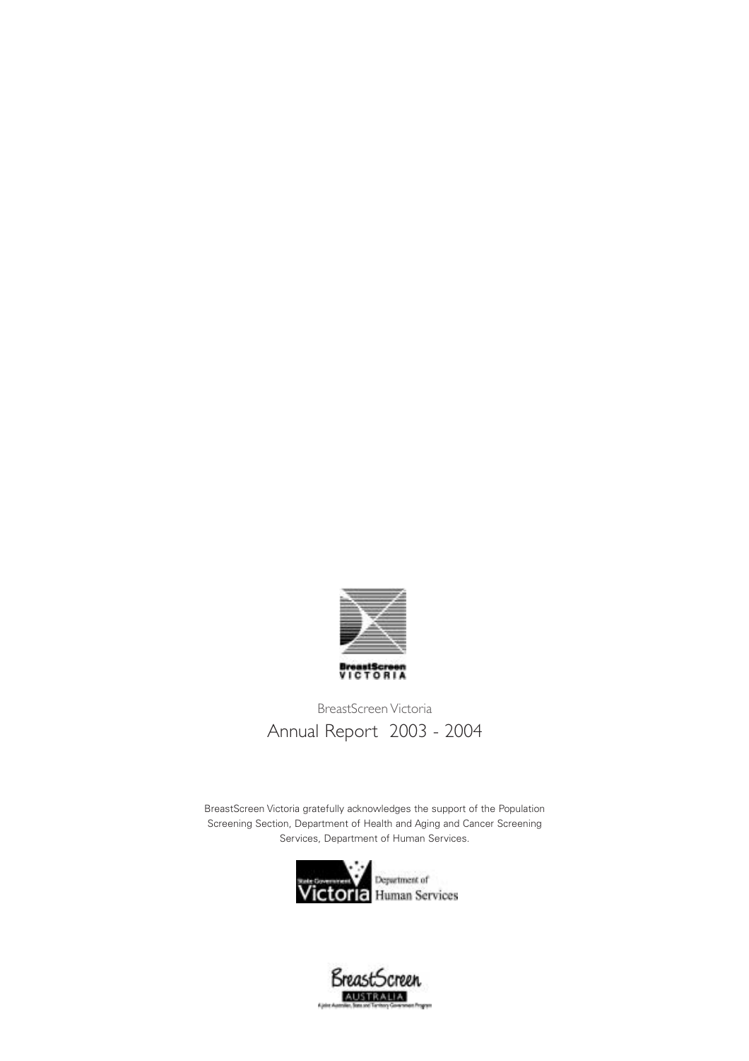BreastScreen Victoria

# Annual Report 2003 - 2004

BreastScreen Victoria gratefully acknowledges the support of the Population Screening Section, Department of Health and Aging and Cancer Screening Services, Department of Human Services.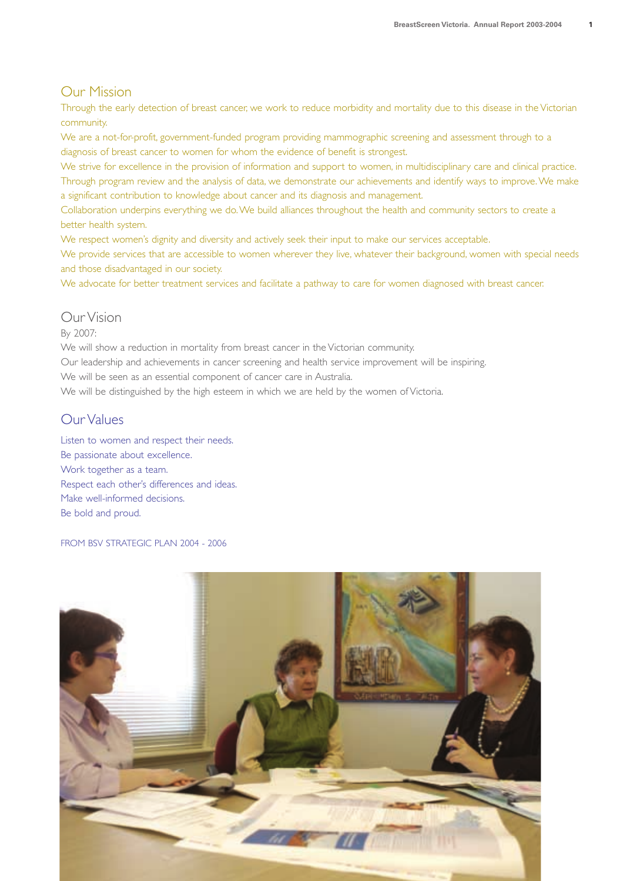## Our Mission

Through the early detection of breast cancer, we work to reduce morbidity and mortality due to this disease in the Victorian community.

We are a not-for-profit, government-funded program providing mammographic screening and assessment through to a diagnosis of breast cancer to women for whom the evidence of benefit is strongest.

We strive for excellence in the provision of information and support to women, in multidisciplinary care and clinical practice.

Through program review and the analysis of data, we demonstrate our achievements and identify ways to improve. We make a significant contribution to knowledge about cancer and its diagnosis and management.

Collaboration underpins everything we do. We build alliances throughout the health and community sectors to create a better health system.

We respect women's dignity and diversity and actively seek their input to make our services acceptable.

We provide services that are accessible to women wherever they live, whatever their background, women with special needs and those disadvantaged in our society.

We advocate for better treatment services and facilitate a pathway to care for women diagnosed with breast cancer.

## Our Vision

By 2007:

We will show a reduction in mortality from breast cancer in the Victorian community.

Our leadership and achievements in cancer screening and health service improvement will be inspiring.

We will be seen as an essential component of cancer care in Australia.

We will be distinguished by the high esteem in which we are held by the women of Victoria.

## Our Values

Listen to women and respect their needs.

Be passionate about excellence.

Work together as a team.

Respect each other's differences and ideas.

Make well-informed decisions.

Be bold and proud.

FROM BSV STRATEGIC PLAN 2004 - 2006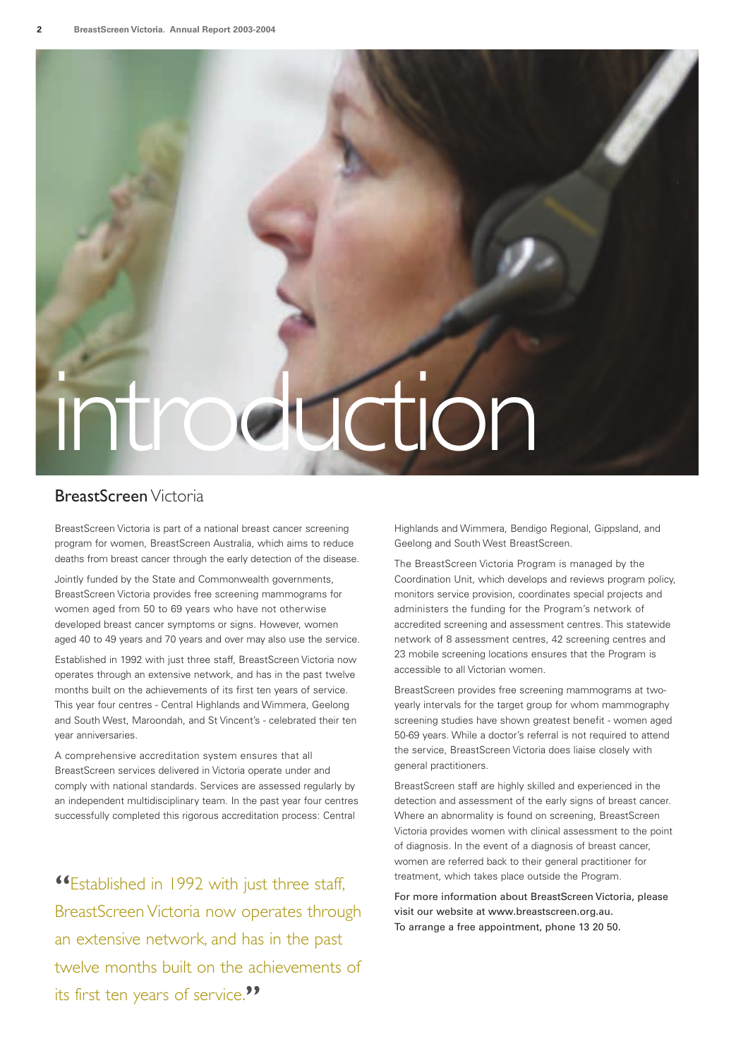# introduction

## BreastScreen Victoria

BreastScreen Victoria is part of a national breast cancer screening program for women, BreastScreen Australia, which aims to reduce deaths from breast cancer through the early detection of the disease.

Jointly funded by the State and Commonwealth governments, BreastScreen Victoria provides free screening mammograms for women aged from 50 to 69 years who have not otherwise developed breast cancer symptoms or signs. However, women aged 40 to 49 years and 70 years and over may also use the service.

Established in 1992 with just three staff, BreastScreen Victoria now operates through an extensive network, and has in the past twelve months built on the achievements of its first ten years of service. This year four centres - Central Highlands and Wimmera, Geelong and South West, Maroondah, and St Vincent's - celebrated their ten year anniversaries.

A comprehensive accreditation system ensures that all BreastScreen services delivered in Victoria operate under and comply with national standards. Services are assessed regularly by an independent multidisciplinary team. In the past year four centres successfully completed this rigorous accreditation process: Central Highlands and Wimmera, Bendigo Regional, Gippsland, and Geelong and South West BreastScreen.

> "Established in 1992 with just three staff, BreastScreen Victoria now operates through an extensive network, and has in the past twelve months built on the achievements of its first ten years of service."

The BreastScreen Victoria Program is managed by the Coordination Unit, which develops and reviews program policy, monitors service provision, coordinates special projects and administers the funding for the Program's network of accredited screening and assessment centres. This statewide network of 8 assessment centres, 42 screening centres and 23 mobile screening locations ensures that the Program is accessible to all Victorian women.

BreastScreen provides free screening mammograms at two-yearly intervals for the target group for whom mammography screening studies have shown greatest benefit - women aged 50-69 years. While a doctor's referral is not required to attend the service, BreastScreen Victoria does liaise closely with general practitioners.

BreastScreen staff are highly skilled and experienced in the detection and assessment of the early signs of breast cancer. Where an abnormality is found on screening, BreastScreen Victoria provides women with clinical assessment to the point of diagnosis. In the event of a diagnosis of breast cancer, women are referred back to their general practitioner for treatment, which takes place outside the Program.

For more information about BreastScreen Victoria, please visit our website at www.breastscreen.org.au.
To arrange a free appointment, phone 13 20 50.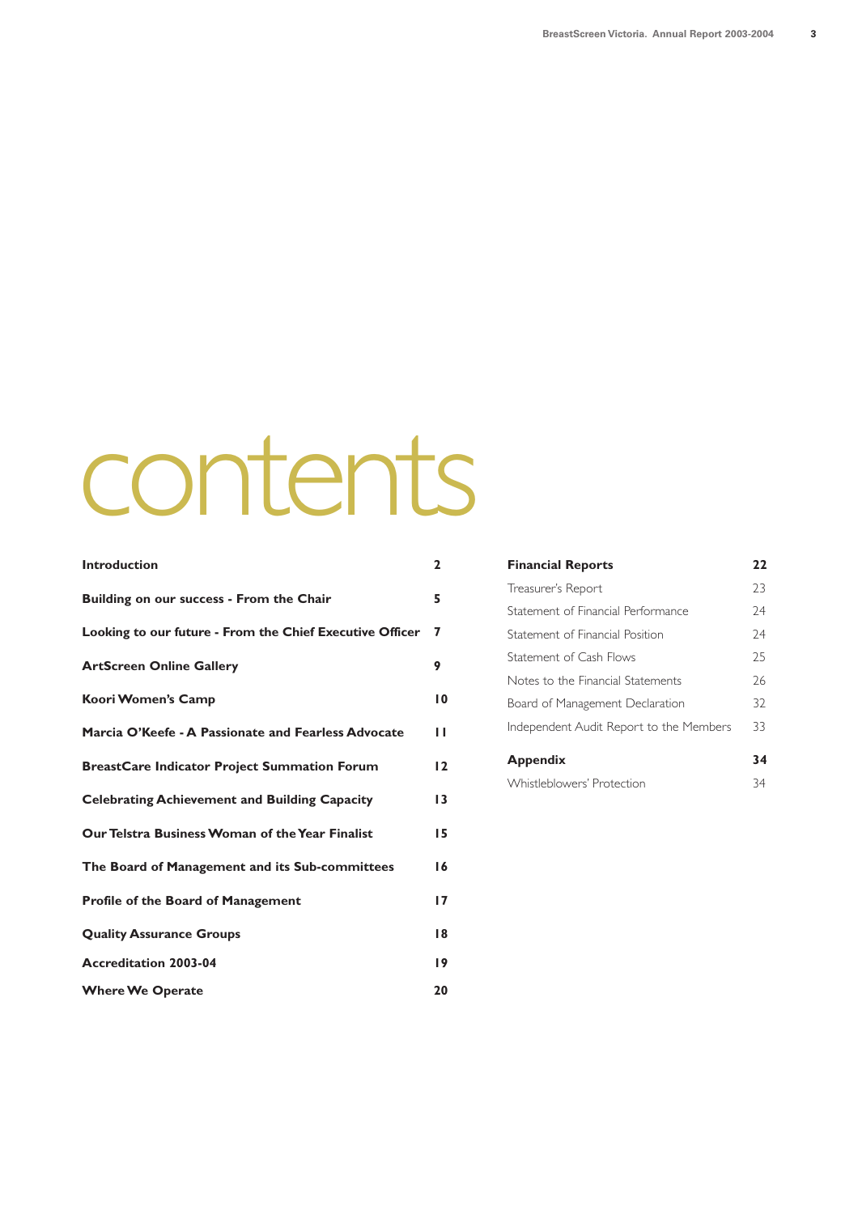# contents

| | |
|---|---|
| **Introduction** | **2** |
| **Building on our success - From the Chair** | **5** |
| **Looking to our future - From the Chief Executive Officer** | **7** |
| **ArtScreen Online Gallery** | **9** |
| **Koori Women's Camp** | **10** |
| **Marcia O'Keefe - A Passionate and Fearless Advocate** | **11** |
| **BreastCare Indicator Project Summation Forum** | **12** |
| **Celebrating Achievement and Building Capacity** | **13** |
| **Our Telstra Business Woman of the Year Finalist** | **15** |
| **The Board of Management and its Sub-committees** | **16** |
| **Profile of the Board of Management** | **17** |
| **Quality Assurance Groups** | **18** |
| **Accreditation 2003-04** | **19** |
| **Where We Operate** | **20** |
| **Financial Reports** | **22** |
| Treasurer's Report | 23 |
| Statement of Financial Performance | 24 |
| Statement of Financial Position | 24 |
| Statement of Cash Flows | 25 |
| Notes to the Financial Statements | 26 |
| Board of Management Declaration | 32 |
| Independent Audit Report to the Members | 33 |
| **Appendix** | **34** |
| Whistleblowers' Protection | 34 |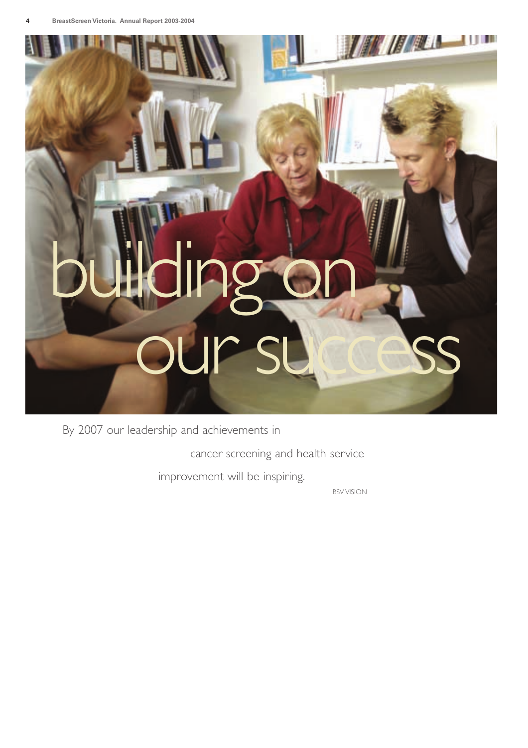# building on our success

By 2007 our leadership and achievements in cancer screening and health service improvement will be inspiring.

BSV VISION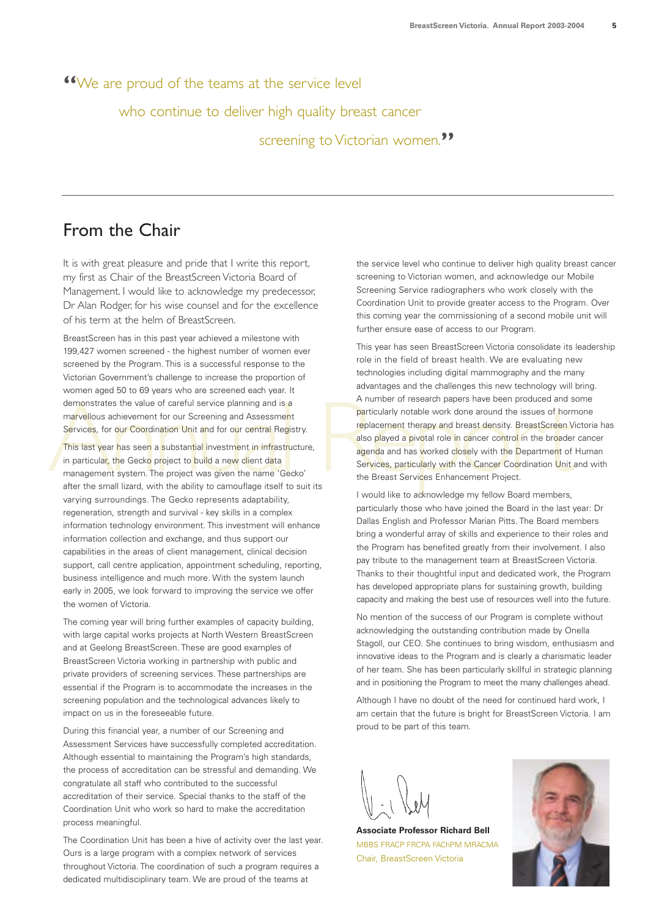"We are proud of the teams at the service level who continue to deliver high quality breast cancer screening to Victorian women."

---

## From the Chair

It is with great pleasure and pride that I write this report, my first as Chair of the BreastScreen Victoria Board of Management. I would like to acknowledge my predecessor, Dr Alan Rodger, for his wise counsel and for the excellence of his term at the helm of BreastScreen.

BreastScreen has in this past year achieved a milestone with 199,427 women screened - the highest number of women ever screened by the Program. This is a successful response to the Victorian Government's challenge to increase the proportion of women aged 50 to 69 years who are screened each year. It demonstrates the value of careful service planning and is a marvellous achievement for our Screening and Assessment Services, for our Coordination Unit and for our central Registry.

This last year has seen a substantial investment in infrastructure, in particular, the Gecko project to build a new client data management system. The project was given the name 'Gecko' after the small lizard, with the ability to camouflage itself to suit its varying surroundings. The Gecko represents adaptability, regeneration, strength and survival - key skills in a complex information technology environment. This investment will enhance information collection and exchange, and thus support our capabilities in the areas of client management, clinical decision support, call centre application, appointment scheduling, reporting, business intelligence and much more. With the system launch early in 2005, we look forward to improving the service we offer the women of Victoria.

The coming year will bring further examples of capacity building, with large capital works projects at North Western BreastScreen and at Geelong BreastScreen. These are good examples of BreastScreen Victoria working in partnership with public and private providers of screening services. These partnerships are essential if the Program is to accommodate the increases in the screening population and the technological advances likely to impact on us in the foreseeable future.

During this financial year, a number of our Screening and Assessment Services have successfully completed accreditation. Although essential to maintaining the Program's high standards, the process of accreditation can be stressful and demanding. We congratulate all staff who contributed to the successful accreditation of their service. Special thanks to the staff of the Coordination Unit who work so hard to make the accreditation process meaningful.

The Coordination Unit has been a hive of activity over the last year. Ours is a large program with a complex network of services throughout Victoria. The coordination of such a program requires a dedicated multidisciplinary team. We are proud of the teams at the service level who continue to deliver high quality breast cancer screening to Victorian women, and acknowledge our Mobile Screening Service radiographers who work closely with the Coordination Unit to provide greater access to the Program. Over this coming year the commissioning of a second mobile unit will further ensure ease of access to our Program.

This year has seen BreastScreen Victoria consolidate its leadership role in the field of breast health. We are evaluating new technologies including digital mammography and the many advantages and the challenges this new technology will bring. A number of research papers have been produced and some particularly notable work done around the issues of hormone replacement therapy and breast density. BreastScreen Victoria has also played a pivotal role in cancer control in the broader cancer agenda and has worked closely with the Department of Human Services, particularly with the Cancer Coordination Unit and with the Breast Services Enhancement Project.

I would like to acknowledge my fellow Board members, particularly those who have joined the Board in the last year: Dr Dallas English and Professor Marian Pitts. The Board members bring a wonderful array of skills and experience to their roles and the Program has benefited greatly from their involvement. I also pay tribute to the management team at BreastScreen Victoria. Thanks to their thoughtful input and dedicated work, the Program has developed appropriate plans for sustaining growth, building capacity and making the best use of resources well into the future.

No mention of the success of our Program is complete without acknowledging the outstanding contribution made by Onella Stagoll, our CEO. She continues to bring wisdom, enthusiasm and innovative ideas to the Program and is clearly a charismatic leader of her team. She has been particularly skillful in strategic planning and in positioning the Program to meet the many challenges ahead.

Although I have no doubt of the need for continued hard work, I am certain that the future is bright for BreastScreen Victoria. I am proud to be part of this team.

**Associate Professor Richard Bell**
MBBS FRACP FRCPA FAChPM MRACMA
Chair, BreastScreen Victoria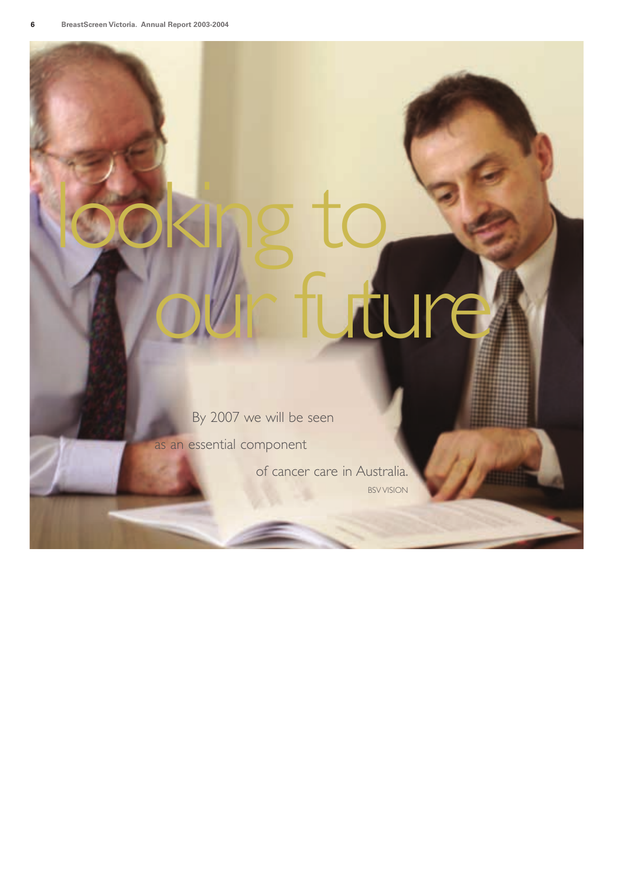# looking to our future

By 2007 we will be seen as an essential component of cancer care in Australia.

BSV VISION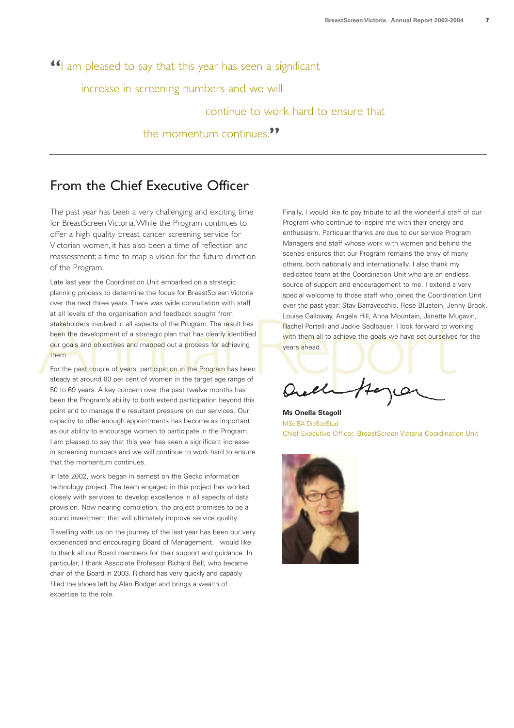> "I am pleased to say that this year has seen a significant increase in screening numbers and we will continue to work hard to ensure that the momentum continues."

## From the Chief Executive Officer

The past year has been a very challenging and exciting time for BreastScreen Victoria. While the Program continues to offer a high quality breast cancer screening service for Victorian women, it has also been a time of reflection and reassessment; a time to map a vision for the future direction of the Program.

Late last year the Coordination Unit embarked on a strategic planning process to determine the focus for BreastScreen Victoria over the next three years. There was wide consultation with staff at all levels of the organisation and feedback sought from stakeholders involved in all aspects of the Program. The result has been the development of a strategic plan that has clearly identified our goals and objectives and mapped out a process for achieving them.

For the past couple of years, participation in the Program has been steady at around 60 per cent of women in the target age range of 50 to 69 years. A key concern over the past twelve months has been the Program's ability to both extend participation beyond this point and to manage the resultant pressure on our services. Our capacity to offer enough appointments has become as important as our ability to encourage women to participate in the Program. I am pleased to say that this year has seen a significant increase in screening numbers and we will continue to work hard to ensure that the momentum continues.

In late 2002, work began in earnest on the Gecko information technology project. The team engaged in this project has worked closely with services to develop excellence in all aspects of data provision. Now nearing completion, the project promises to be a sound investment that will ultimately improve service quality.

Travelling with us on the journey of the last year has been our very experienced and encouraging Board of Management. I would like to thank all our Board members for their support and guidance. In particular, I thank Associate Professor Richard Bell, who became chair of the Board in 2003. Richard has very quickly and capably filled the shoes left by Alan Rodger and brings a wealth of expertise to the role.

Finally, I would like to pay tribute to all the wonderful staff of our Program who continue to inspire me with their energy and enthusiasm. Particular thanks are due to our service Program Managers and staff whose work with women and behind the scenes ensures that our Program remains the envy of many others, both nationally and internationally. I also thank my dedicated team at the Coordination Unit who are an endless source of support and encouragement to me. I extend a very special welcome to those staff who joined the Coordination Unit over the past year: Stav Barravecchio, Rose Blustein, Jenny Brook, Louise Galloway, Angela Hill, Anna Mountain, Janette Mugavin, Rachel Portelli and Jackie Sedlbauer. I look forward to working with them all to achieve the goals we have set ourselves for the years ahead.

**Ms Onella Stagoll**
MSc BA DipSocStud
Chief Executive Officer, BreastScreen Victoria Coordination Unit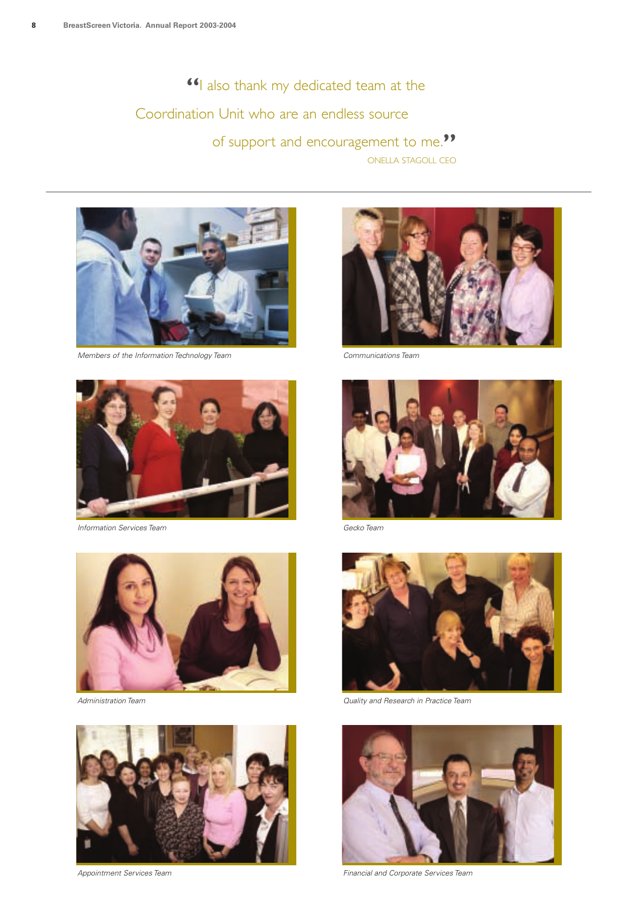> "I also thank my dedicated team at the Coordination Unit who are an endless source of support and encouragement to me."
>
> ONELLA STAGOLL CEO

*Members of the Information Technology Team*

*Communications Team*

*Information Services Team*

*Gecko Team*

*Administration Team*

*Quality and Research in Practice Team*

*Appointment Services Team*

*Financial and Corporate Services Team*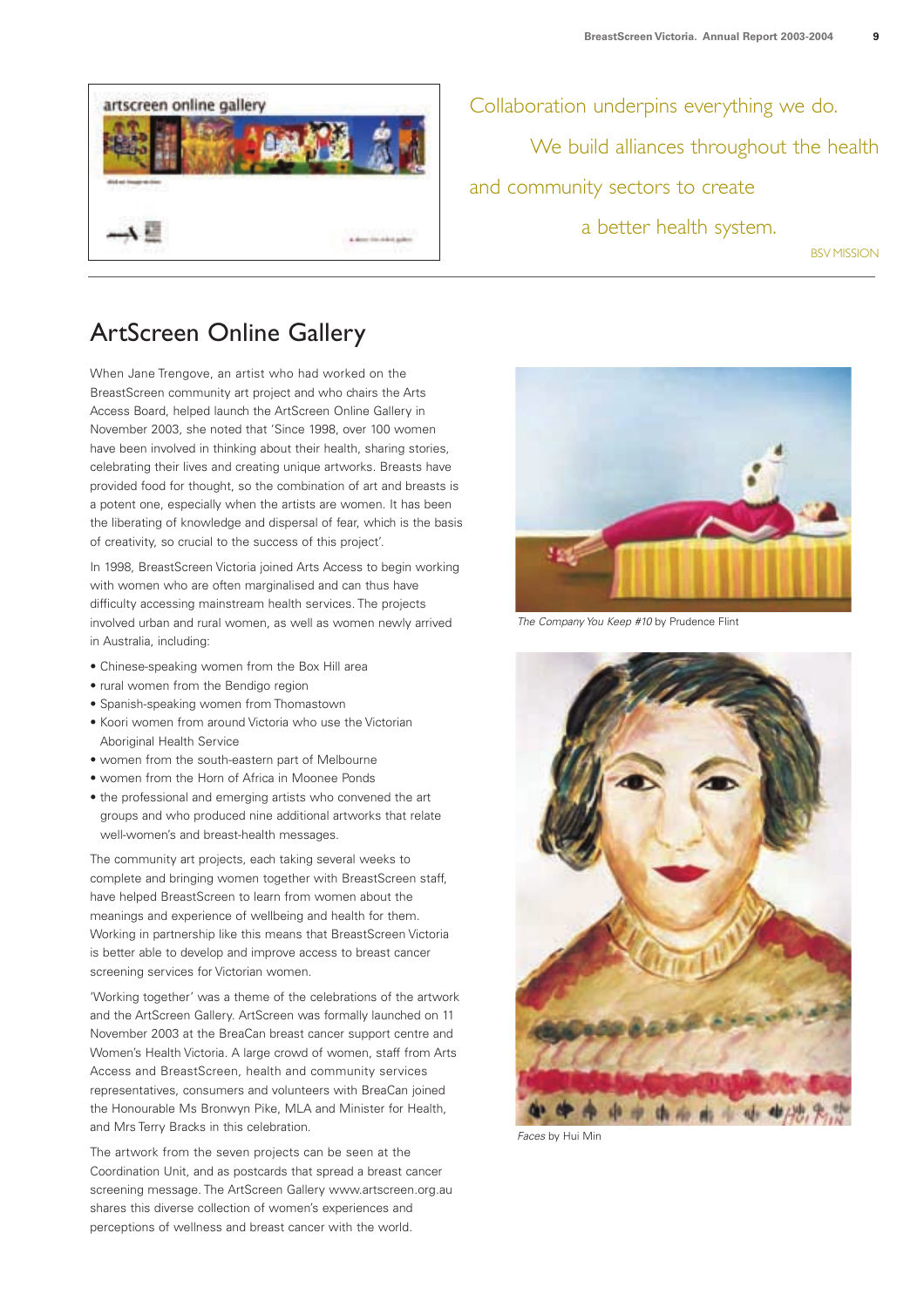Collaboration underpins everything we do. We build alliances throughout the health and community sectors to create a better health system.

BSV MISSION

## ArtScreen Online Gallery

When Jane Trengove, an artist who had worked on the BreastScreen community art project and who chairs the Arts Access Board, helped launch the ArtScreen Online Gallery in November 2003, she noted that 'Since 1998, over 100 women have been involved in thinking about their health, sharing stories, celebrating their lives and creating unique artworks. Breasts have provided food for thought, so the combination of art and breasts is a potent one, especially when the artists are women. It has been the liberating of knowledge and dispersal of fear, which is the basis of creativity, so crucial to the success of this project'.

In 1998, BreastScreen Victoria joined Arts Access to begin working with women who are often marginalised and can thus have difficulty accessing mainstream health services. The projects involved urban and rural women, as well as women newly arrived in Australia, including:

- Chinese-speaking women from the Box Hill area
- rural women from the Bendigo region
- Spanish-speaking women from Thomastown
- Koori women from around Victoria who use the Victorian Aboriginal Health Service
- women from the south-eastern part of Melbourne
- women from the Horn of Africa in Moonee Ponds
- the professional and emerging artists who convened the art groups and who produced nine additional artworks that relate well-women's and breast-health messages.

The community art projects, each taking several weeks to complete and bringing women together with BreastScreen staff, have helped BreastScreen to learn from women about the meanings and experience of wellbeing and health for them. Working in partnership like this means that BreastScreen Victoria is better able to develop and improve access to breast cancer screening services for Victorian women.

'Working together' was a theme of the celebrations of the artwork and the ArtScreen Gallery. ArtScreen was formally launched on 11 November 2003 at the BreaCan breast cancer support centre and Women's Health Victoria. A large crowd of women, staff from Arts Access and BreastScreen, health and community services representatives, consumers and volunteers with BreaCan joined the Honourable Ms Bronwyn Pike, MLA and Minister for Health, and Mrs Terry Bracks in this celebration.

The artwork from the seven projects can be seen at the Coordination Unit, and as postcards that spread a breast cancer screening message. The ArtScreen Gallery www.artscreen.org.au shares this diverse collection of women's experiences and perceptions of wellness and breast cancer with the world.

*The Company You Keep #10* by Prudence Flint

*Faces* by Hui Min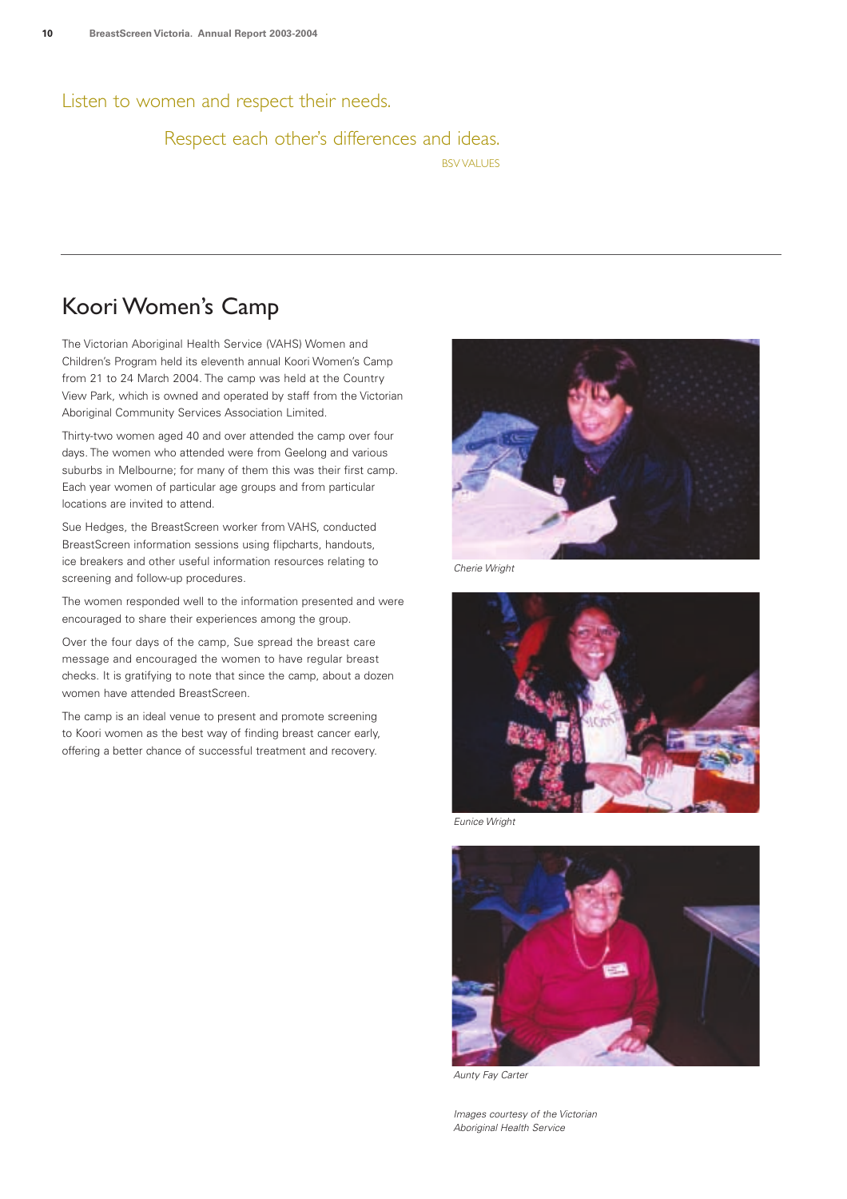Listen to women and respect their needs.

Respect each other's differences and ideas.

BSV VALUES

## Koori Women's Camp

The Victorian Aboriginal Health Service (VAHS) Women and Children's Program held its eleventh annual Koori Women's Camp from 21 to 24 March 2004. The camp was held at the Country View Park, which is owned and operated by staff from the Victorian Aboriginal Community Services Association Limited.

Thirty-two women aged 40 and over attended the camp over four days. The women who attended were from Geelong and various suburbs in Melbourne; for many of them this was their first camp. Each year women of particular age groups and from particular locations are invited to attend.

Sue Hedges, the BreastScreen worker from VAHS, conducted BreastScreen information sessions using flipcharts, handouts, ice breakers and other useful information resources relating to screening and follow-up procedures.

The women responded well to the information presented and were encouraged to share their experiences among the group.

Over the four days of the camp, Sue spread the breast care message and encouraged the women to have regular breast checks. It is gratifying to note that since the camp, about a dozen women have attended BreastScreen.

The camp is an ideal venue to present and promote screening to Koori women as the best way of finding breast cancer early, offering a better chance of successful treatment and recovery.

*Cherie Wright*

*Eunice Wright*

*Aunty Fay Carter*

*Images courtesy of the Victorian Aboriginal Health Service*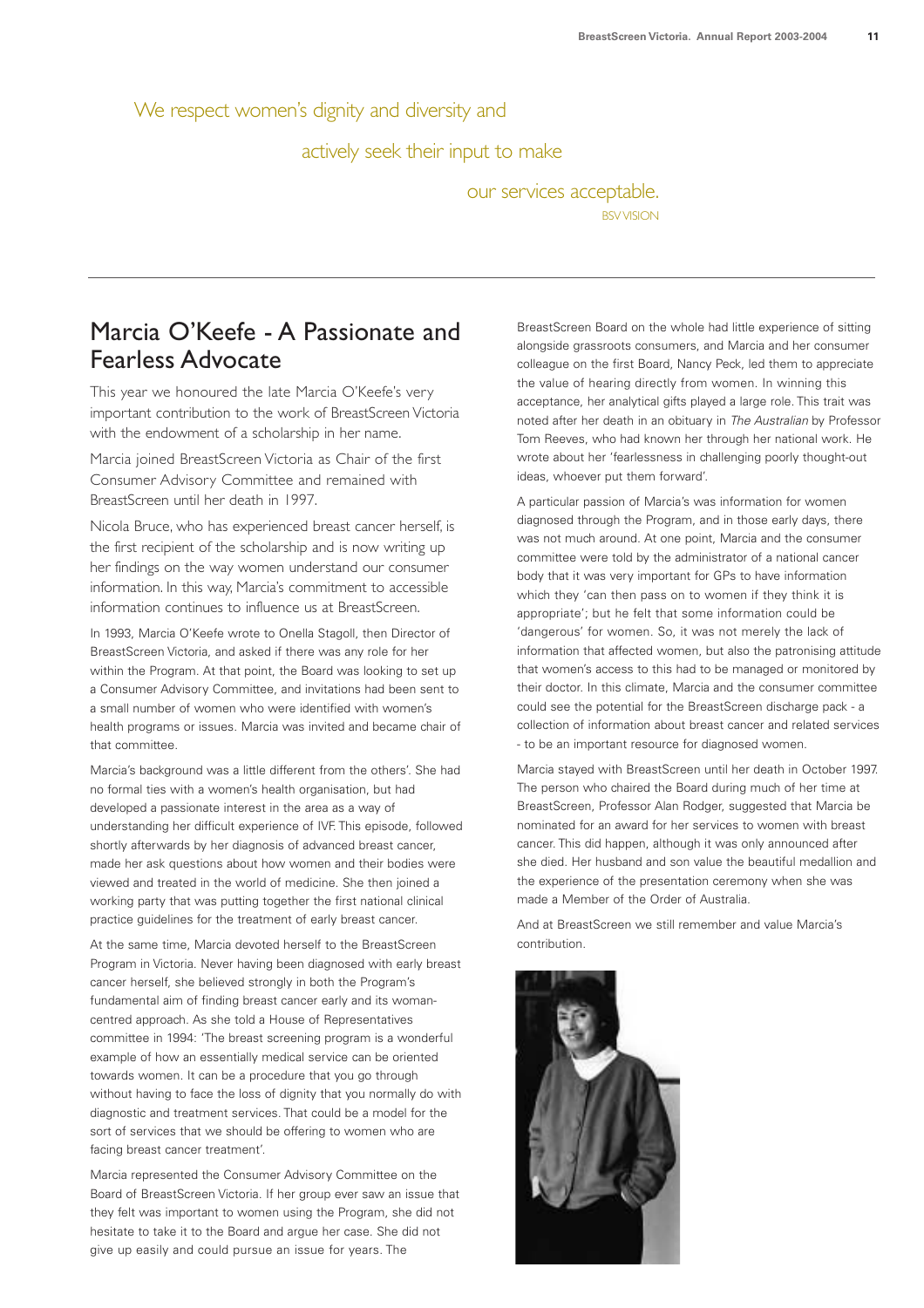We respect women's dignity and diversity and actively seek their input to make our services acceptable.

BSV VISION

## Marcia O'Keefe - A Passionate and Fearless Advocate

This year we honoured the late Marcia O'Keefe's very important contribution to the work of BreastScreen Victoria with the endowment of a scholarship in her name.

Marcia joined BreastScreen Victoria as Chair of the first Consumer Advisory Committee and remained with BreastScreen until her death in 1997.

Nicola Bruce, who has experienced breast cancer herself, is the first recipient of the scholarship and is now writing up her findings on the way women understand our consumer information. In this way, Marcia's commitment to accessible information continues to influence us at BreastScreen.

In 1993, Marcia O'Keefe wrote to Onella Stagoll, then Director of BreastScreen Victoria, and asked if there was any role for her within the Program. At that point, the Board was looking to set up a Consumer Advisory Committee, and invitations had been sent to a small number of women who were identified with women's health programs or issues. Marcia was invited and became chair of that committee.

Marcia's background was a little different from the others'. She had no formal ties with a women's health organisation, but had developed a passionate interest in the area as a way of understanding her difficult experience of IVF. This episode, followed shortly afterwards by her diagnosis of advanced breast cancer, made her ask questions about how women and their bodies were viewed and treated in the world of medicine. She then joined a working party that was putting together the first national clinical practice guidelines for the treatment of early breast cancer.

At the same time, Marcia devoted herself to the BreastScreen Program in Victoria. Never having been diagnosed with early breast cancer herself, she believed strongly in both the Program's fundamental aim of finding breast cancer early and its woman-centred approach. As she told a House of Representatives committee in 1994: 'The breast screening program is a wonderful example of how an essentially medical service can be oriented towards women. It can be a procedure that you go through without having to face the loss of dignity that you normally do with diagnostic and treatment services. That could be a model for the sort of services that we should be offering to women who are facing breast cancer treatment'.

Marcia represented the Consumer Advisory Committee on the Board of BreastScreen Victoria. If her group ever saw an issue that they felt was important to women using the Program, she did not hesitate to take it to the Board and argue her case. She did not give up easily and could pursue an issue for years. The BreastScreen Board on the whole had little experience of sitting alongside grassroots consumers, and Marcia and her consumer colleague on the first Board, Nancy Peck, led them to appreciate the value of hearing directly from women. In winning this acceptance, her analytical gifts played a large role. This trait was noted after her death in an obituary in *The Australian* by Professor Tom Reeves, who had known her through her national work. He wrote about her 'fearlessness in challenging poorly thought-out ideas, whoever put them forward'.

A particular passion of Marcia's was information for women diagnosed through the Program, and in those early days, there was not much around. At one point, Marcia and the consumer committee were told by the administrator of a national cancer body that it was very important for GPs to have information which they 'can then pass on to women if they think it is appropriate'; but he felt that some information could be 'dangerous' for women. So, it was not merely the lack of information that affected women, but also the patronising attitude that women's access to this had to be managed or monitored by their doctor. In this climate, Marcia and the consumer committee could see the potential for the BreastScreen discharge pack - a collection of information about breast cancer and related services - to be an important resource for diagnosed women.

Marcia stayed with BreastScreen until her death in October 1997. The person who chaired the Board during much of her time at BreastScreen, Professor Alan Rodger, suggested that Marcia be nominated for an award for her services to women with breast cancer. This did happen, although it was only announced after she died. Her husband and son value the beautiful medallion and the experience of the presentation ceremony when she was made a Member of the Order of Australia.

And at BreastScreen we still remember and value Marcia's contribution.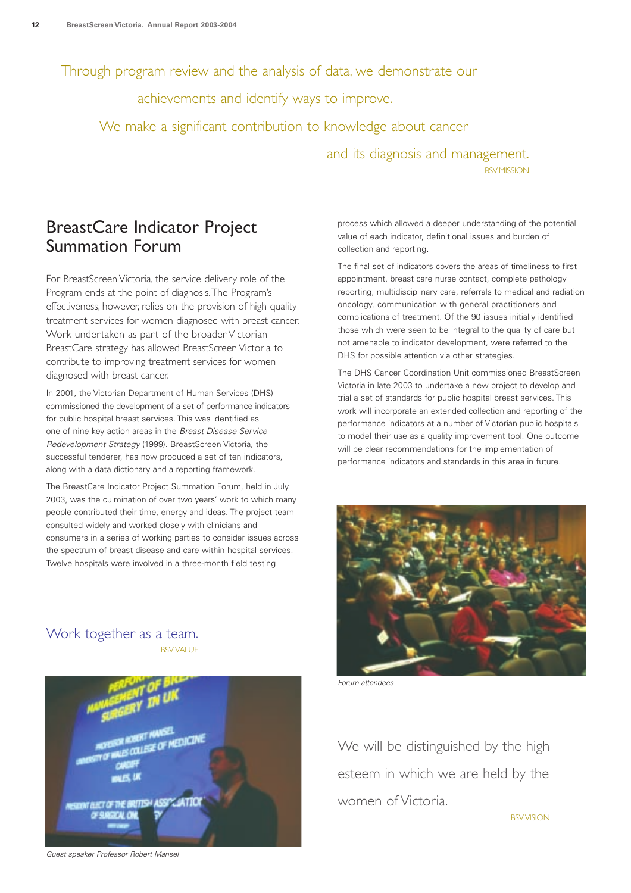Through program review and the analysis of data, we demonstrate our achievements and identify ways to improve.

We make a significant contribution to knowledge about cancer and its diagnosis and management.

BSV MISSION

## BreastCare Indicator Project Summation Forum

For BreastScreen Victoria, the service delivery role of the Program ends at the point of diagnosis. The Program's effectiveness, however, relies on the provision of high quality treatment services for women diagnosed with breast cancer. Work undertaken as part of the broader Victorian BreastCare strategy has allowed BreastScreen Victoria to contribute to improving treatment services for women diagnosed with breast cancer.

In 2001, the Victorian Department of Human Services (DHS) commissioned the development of a set of performance indicators for public hospital breast services. This was identified as one of nine key action areas in the *Breast Disease Service Redevelopment Strategy* (1999). BreastScreen Victoria, the successful tenderer, has now produced a set of ten indicators, along with a data dictionary and a reporting framework.

The BreastCare Indicator Project Summation Forum, held in July 2003, was the culmination of over two years' work to which many people contributed their time, energy and ideas. The project team consulted widely and worked closely with clinicians and consumers in a series of working parties to consider issues across the spectrum of breast disease and care within hospital services. Twelve hospitals were involved in a three-month field testing process which allowed a deeper understanding of the potential value of each indicator, definitional issues and burden of collection and reporting.

The final set of indicators covers the areas of timeliness to first appointment, breast care nurse contact, complete pathology reporting, multidisciplinary care, referrals to medical and radiation oncology, communication with general practitioners and complications of treatment. Of the 90 issues initially identified those which were seen to be integral to the quality of care but not amenable to indicator development, were referred to the DHS for possible attention via other strategies.

The DHS Cancer Coordination Unit commissioned BreastScreen Victoria in late 2003 to undertake a new project to develop and trial a set of standards for public hospital breast services. This work will incorporate an extended collection and reporting of the performance indicators at a number of Victorian public hospitals to model their use as a quality improvement tool. One outcome will be clear recommendations for the implementation of performance indicators and standards in this area in future.

Work together as a team.

BSV VALUE

*Guest speaker Professor Robert Mansel*

*Forum attendees*

We will be distinguished by the high esteem in which we are held by the women of Victoria.

BSV VISION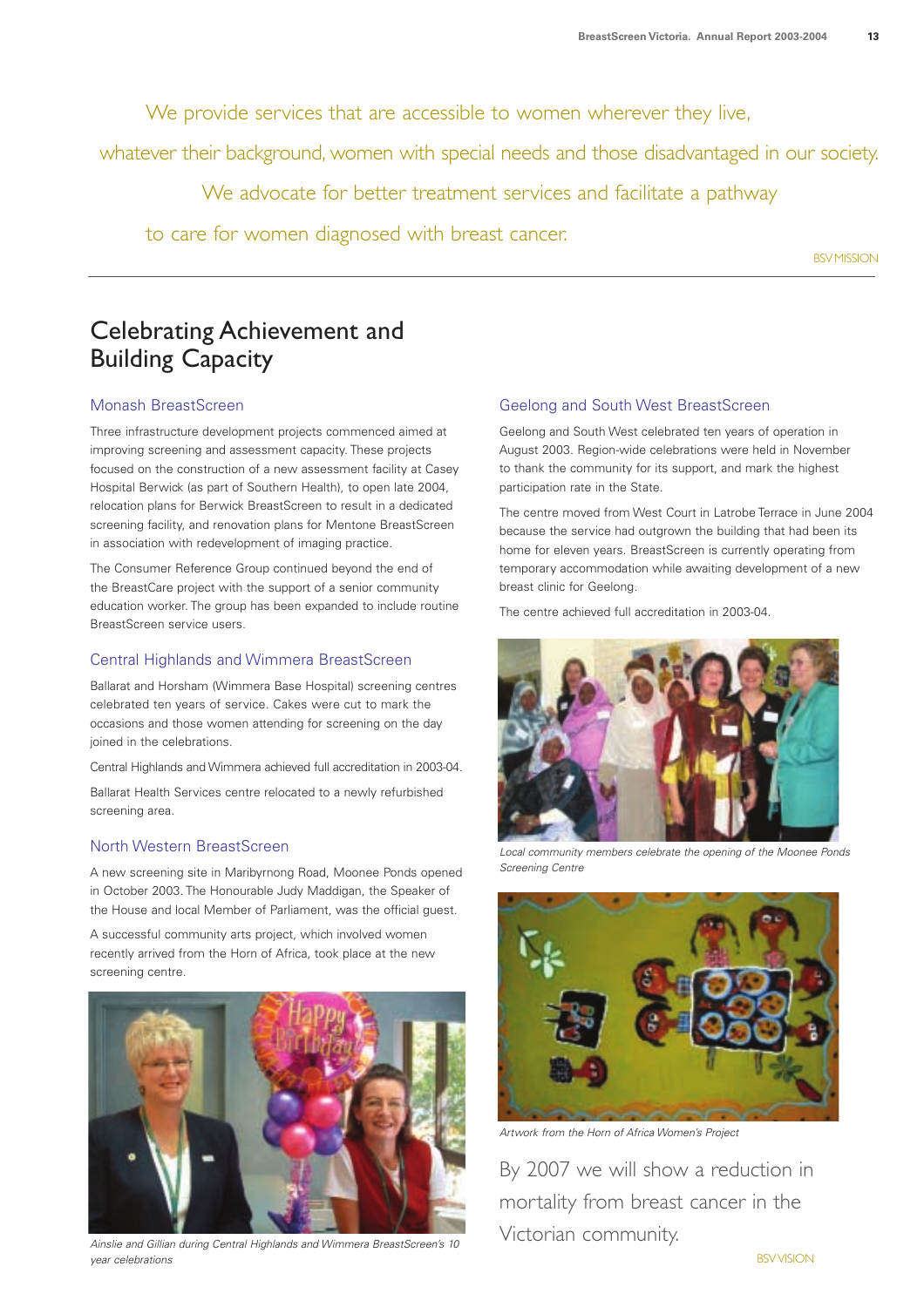We provide services that are accessible to women wherever they live, whatever their background, women with special needs and those disadvantaged in our society. We advocate for better treatment services and facilitate a pathway to care for women diagnosed with breast cancer.

BSV MISSION

# Celebrating Achievement and Building Capacity

## Monash BreastScreen

Three infrastructure development projects commenced aimed at improving screening and assessment capacity. These projects focused on the construction of a new assessment facility at Casey Hospital Berwick (as part of Southern Health), to open late 2004, relocation plans for Berwick BreastScreen to result in a dedicated screening facility, and renovation plans for Mentone BreastScreen in association with redevelopment of imaging practice.

The Consumer Reference Group continued beyond the end of the BreastCare project with the support of a senior community education worker. The group has been expanded to include routine BreastScreen service users.

## Central Highlands and Wimmera BreastScreen

Ballarat and Horsham (Wimmera Base Hospital) screening centres celebrated ten years of service. Cakes were cut to mark the occasions and those women attending for screening on the day joined in the celebrations.

Central Highlands and Wimmera achieved full accreditation in 2003-04.

Ballarat Health Services centre relocated to a newly refurbished screening area.

## North Western BreastScreen

A new screening site in Maribyrnong Road, Moonee Ponds opened in October 2003. The Honourable Judy Maddigan, the Speaker of the House and local Member of Parliament, was the official guest.

A successful community arts project, which involved women recently arrived from the Horn of Africa, took place at the new screening centre.

*Ainslie and Gillian during Central Highlands and Wimmera BreastScreen's 10 year celebrations*

## Geelong and South West BreastScreen

Geelong and South West celebrated ten years of operation in August 2003. Region-wide celebrations were held in November to thank the community for its support, and mark the highest participation rate in the State.

The centre moved from West Court in Latrobe Terrace in June 2004 because the service had outgrown the building that had been its home for eleven years. BreastScreen is currently operating from temporary accommodation while awaiting development of a new breast clinic for Geelong.

The centre achieved full accreditation in 2003-04.

*Local community members celebrate the opening of the Moonee Ponds Screening Centre*

*Artwork from the Horn of Africa Women's Project*

By 2007 we will show a reduction in mortality from breast cancer in the Victorian community.

BSV VISION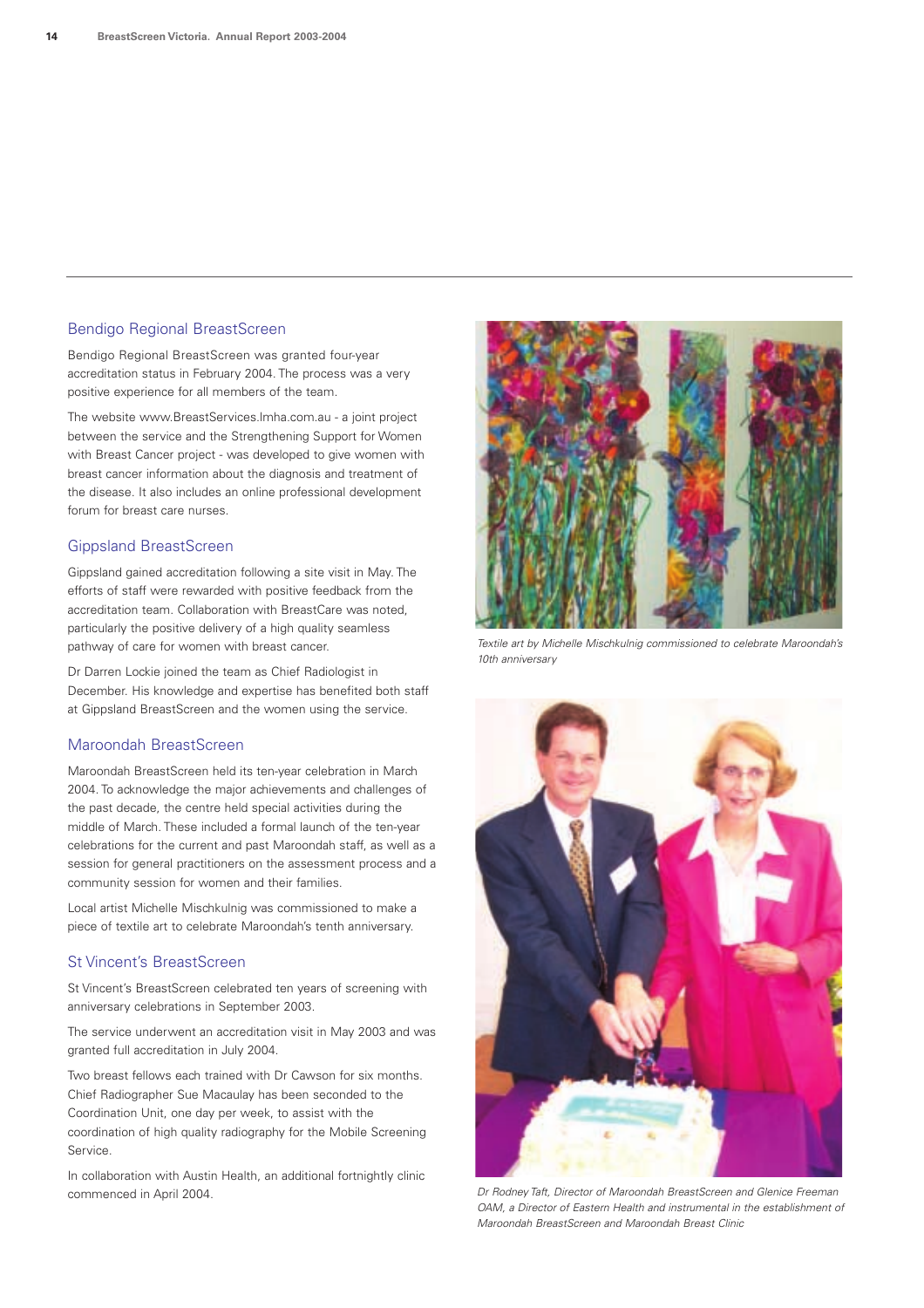## Bendigo Regional BreastScreen

Bendigo Regional BreastScreen was granted four-year accreditation status in February 2004. The process was a very positive experience for all members of the team.

The website www.BreastServices.lmha.com.au - a joint project between the service and the Strengthening Support for Women with Breast Cancer project - was developed to give women with breast cancer information about the diagnosis and treatment of the disease. It also includes an online professional development forum for breast care nurses.

## Gippsland BreastScreen

Gippsland gained accreditation following a site visit in May. The efforts of staff were rewarded with positive feedback from the accreditation team. Collaboration with BreastCare was noted, particularly the positive delivery of a high quality seamless pathway of care for women with breast cancer.

Dr Darren Lockie joined the team as Chief Radiologist in December. His knowledge and expertise has benefited both staff at Gippsland BreastScreen and the women using the service.

## Maroondah BreastScreen

Maroondah BreastScreen held its ten-year celebration in March 2004. To acknowledge the major achievements and challenges of the past decade, the centre held special activities during the middle of March. These included a formal launch of the ten-year celebrations for the current and past Maroondah staff, as well as a session for general practitioners on the assessment process and a community session for women and their families.

Local artist Michelle Mischkulnig was commissioned to make a piece of textile art to celebrate Maroondah's tenth anniversary.

## St Vincent's BreastScreen

St Vincent's BreastScreen celebrated ten years of screening with anniversary celebrations in September 2003.

The service underwent an accreditation visit in May 2003 and was granted full accreditation in July 2004.

Two breast fellows each trained with Dr Cawson for six months. Chief Radiographer Sue Macaulay has been seconded to the Coordination Unit, one day per week, to assist with the coordination of high quality radiography for the Mobile Screening Service.

In collaboration with Austin Health, an additional fortnightly clinic commenced in April 2004.

*Textile art by Michelle Mischkulnig commissioned to celebrate Maroondah's 10th anniversary*

*Dr Rodney Taft, Director of Maroondah BreastScreen and Glenice Freeman OAM, a Director of Eastern Health and instrumental in the establishment of Maroondah BreastScreen and Maroondah Breast Clinic*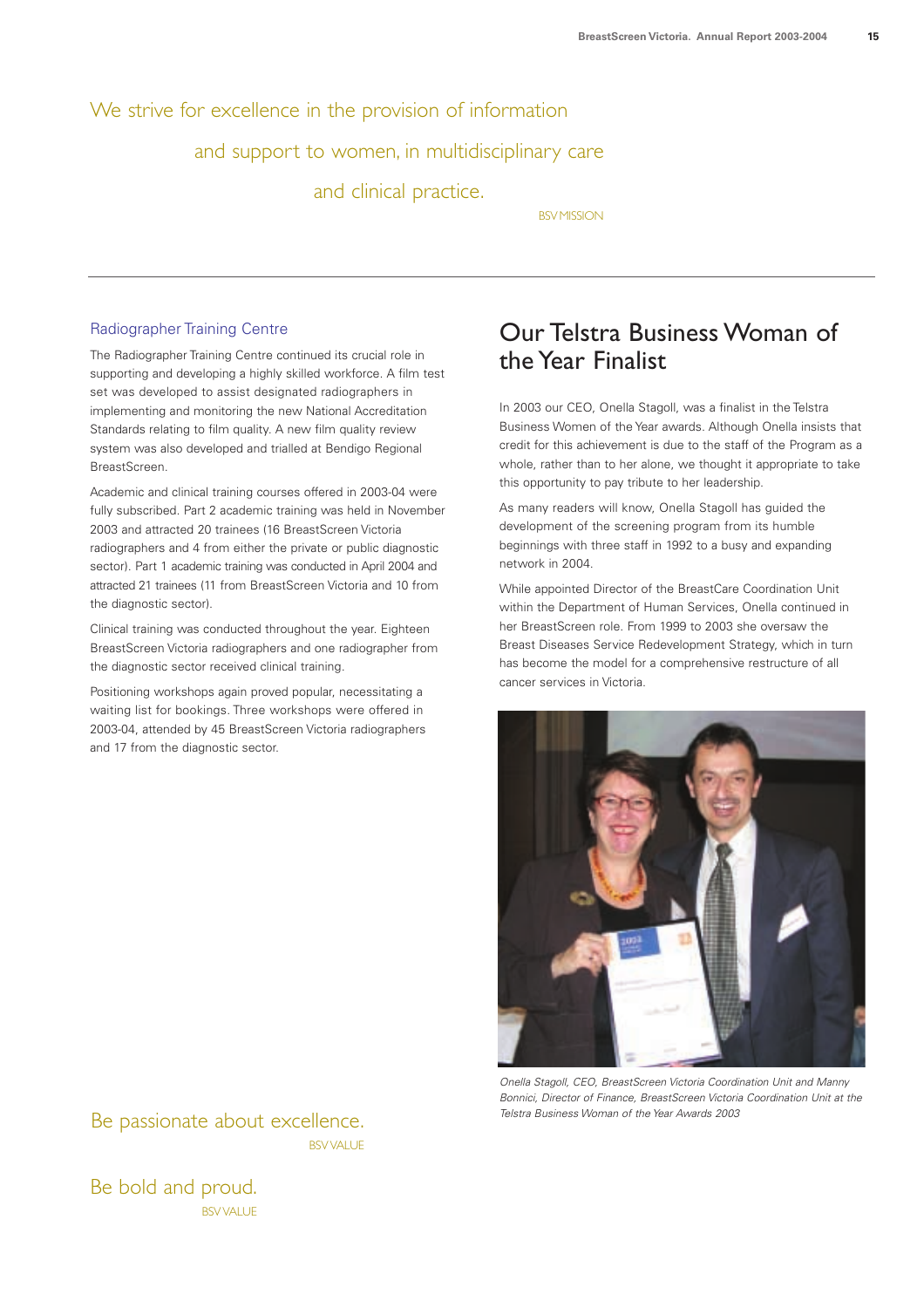We strive for excellence in the provision of information and support to women, in multidisciplinary care and clinical practice.

BSV MISSION

### Radiographer Training Centre

The Radiographer Training Centre continued its crucial role in supporting and developing a highly skilled workforce. A film test set was developed to assist designated radiographers in implementing and monitoring the new National Accreditation Standards relating to film quality. A new film quality review system was also developed and trialled at Bendigo Regional BreastScreen.

Academic and clinical training courses offered in 2003-04 were fully subscribed. Part 2 academic training was held in November 2003 and attracted 20 trainees (16 BreastScreen Victoria radiographers and 4 from either the private or public diagnostic sector). Part 1 academic training was conducted in April 2004 and attracted 21 trainees (11 from BreastScreen Victoria and 10 from the diagnostic sector).

Clinical training was conducted throughout the year. Eighteen BreastScreen Victoria radiographers and one radiographer from the diagnostic sector received clinical training.

Positioning workshops again proved popular, necessitating a waiting list for bookings. Three workshops were offered in 2003-04, attended by 45 BreastScreen Victoria radiographers and 17 from the diagnostic sector.

Be passionate about excellence.

BSV VALUE

Be bold and proud.

BSV VALUE

## Our Telstra Business Woman of the Year Finalist

In 2003 our CEO, Onella Stagoll, was a finalist in the Telstra Business Women of the Year awards. Although Onella insists that credit for this achievement is due to the staff of the Program as a whole, rather than to her alone, we thought it appropriate to take this opportunity to pay tribute to her leadership.

As many readers will know, Onella Stagoll has guided the development of the screening program from its humble beginnings with three staff in 1992 to a busy and expanding network in 2004.

While appointed Director of the BreastCare Coordination Unit within the Department of Human Services, Onella continued in her BreastScreen role. From 1999 to 2003 she oversaw the Breast Diseases Service Redevelopment Strategy, which in turn has become the model for a comprehensive restructure of all cancer services in Victoria.

*Onella Stagoll, CEO, BreastScreen Victoria Coordination Unit and Manny Bonnici, Director of Finance, BreastScreen Victoria Coordination Unit at the Telstra Business Woman of the Year Awards 2003*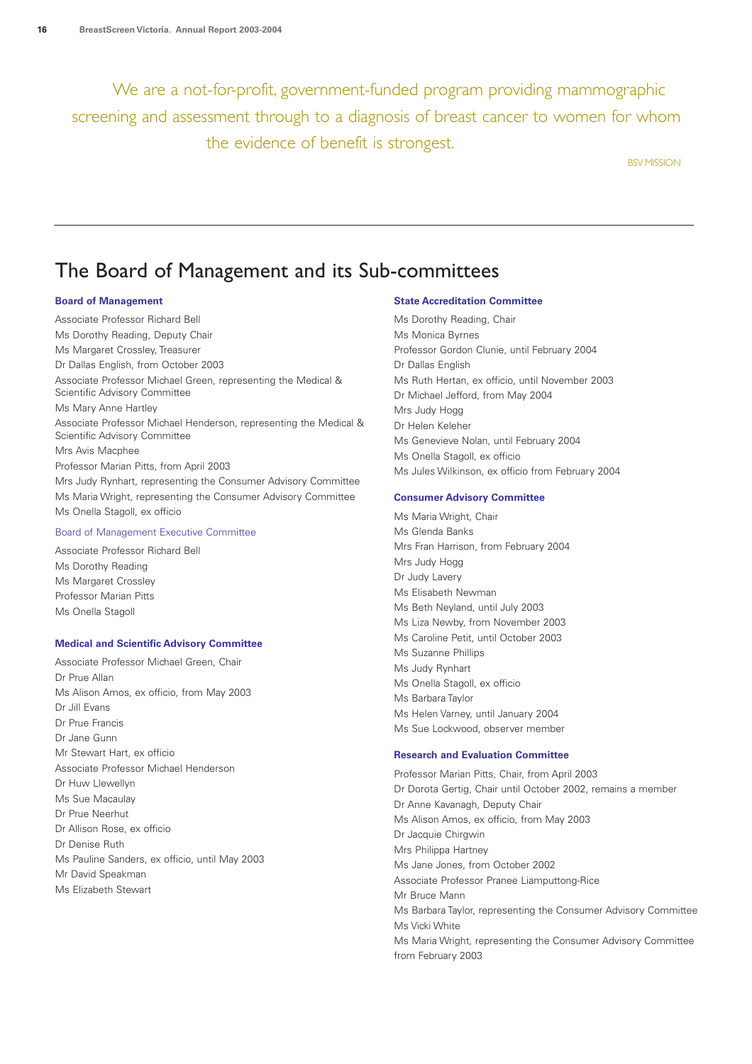> We are a not-for-profit, government-funded program providing mammographic screening and assessment through to a diagnosis of breast cancer to women for whom the evidence of benefit is strongest.
>
> BSV MISSION

# The Board of Management and its Sub-committees

### Board of Management

Associate Professor Richard Bell
Ms Dorothy Reading, Deputy Chair
Ms Margaret Crossley, Treasurer
Dr Dallas English, from October 2003
Associate Professor Michael Green, representing the Medical & Scientific Advisory Committee
Ms Mary Anne Hartley
Associate Professor Michael Henderson, representing the Medical & Scientific Advisory Committee
Mrs Avis Macphee
Professor Marian Pitts, from April 2003
Mrs Judy Rynhart, representing the Consumer Advisory Committee
Ms Maria Wright, representing the Consumer Advisory Committee
Ms Onella Stagoll, ex officio

#### Board of Management Executive Committee

Associate Professor Richard Bell
Ms Dorothy Reading
Ms Margaret Crossley
Professor Marian Pitts
Ms Onella Stagoll

### Medical and Scientific Advisory Committee

Associate Professor Michael Green, Chair
Dr Prue Allan
Ms Alison Amos, ex officio, from May 2003
Dr Jill Evans
Dr Prue Francis
Dr Jane Gunn
Mr Stewart Hart, ex officio
Associate Professor Michael Henderson
Dr Huw Llewellyn
Ms Sue Macaulay
Dr Prue Neerhut
Dr Allison Rose, ex officio
Dr Denise Ruth
Ms Pauline Sanders, ex officio, until May 2003
Mr David Speakman
Ms Elizabeth Stewart

### State Accreditation Committee

Ms Dorothy Reading, Chair
Ms Monica Byrnes
Professor Gordon Clunie, until February 2004
Dr Dallas English
Ms Ruth Hertan, ex officio, until November 2003
Dr Michael Jefford, from May 2004
Mrs Judy Hogg
Dr Helen Keleher
Ms Genevieve Nolan, until February 2004
Ms Onella Stagoll, ex officio
Ms Jules Wilkinson, ex officio from February 2004

### Consumer Advisory Committee

Ms Maria Wright, Chair
Ms Glenda Banks
Mrs Fran Harrison, from February 2004
Mrs Judy Hogg
Dr Judy Lavery
Ms Elisabeth Newman
Ms Beth Neyland, until July 2003
Ms Liza Newby, from November 2003
Ms Caroline Petit, until October 2003
Ms Suzanne Phillips
Ms Judy Rynhart
Ms Onella Stagoll, ex officio
Ms Barbara Taylor
Ms Helen Varney, until January 2004
Ms Sue Lockwood, observer member

### Research and Evaluation Committee

Professor Marian Pitts, Chair, from April 2003
Dr Dorota Gertig, Chair until October 2002, remains a member
Dr Anne Kavanagh, Deputy Chair
Ms Alison Amos, ex officio, from May 2003
Dr Jacquie Chirgwin
Mrs Philippa Hartney
Ms Jane Jones, from October 2002
Associate Professor Pranee Liamputtong-Rice
Mr Bruce Mann
Ms Barbara Taylor, representing the Consumer Advisory Committee
Ms Vicki White
Ms Maria Wright, representing the Consumer Advisory Committee from February 2003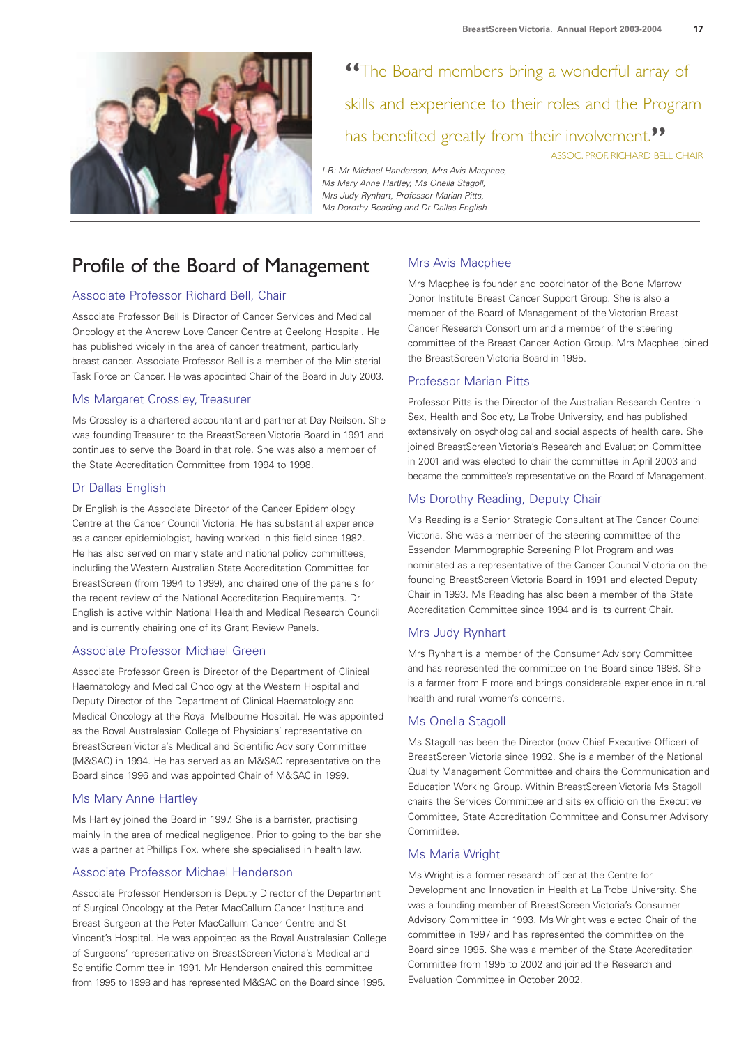> "The Board members bring a wonderful array of skills and experience to their roles and the Program has benefited greatly from their involvement."
>
> ASSOC. PROF. RICHARD BELL CHAIR

*L-R: Mr Michael Handerson, Mrs Avis Macphee, Ms Mary Anne Hartley, Ms Onella Stagoll, Mrs Judy Rynhart, Professor Marian Pitts, Ms Dorothy Reading and Dr Dallas English*

# Profile of the Board of Management

## Associate Professor Richard Bell, Chair

Associate Professor Bell is Director of Cancer Services and Medical Oncology at the Andrew Love Cancer Centre at Geelong Hospital. He has published widely in the area of cancer treatment, particularly breast cancer. Associate Professor Bell is a member of the Ministerial Task Force on Cancer. He was appointed Chair of the Board in July 2003.

## Ms Margaret Crossley, Treasurer

Ms Crossley is a chartered accountant and partner at Day Neilson. She was founding Treasurer to the BreastScreen Victoria Board in 1991 and continues to serve the Board in that role. She was also a member of the State Accreditation Committee from 1994 to 1998.

## Dr Dallas English

Dr English is the Associate Director of the Cancer Epidemiology Centre at the Cancer Council Victoria. He has substantial experience as a cancer epidemiologist, having worked in this field since 1982. He has also served on many state and national policy committees, including the Western Australian State Accreditation Committee for BreastScreen (from 1994 to 1999), and chaired one of the panels for the recent review of the National Accreditation Requirements. Dr English is active within National Health and Medical Research Council and is currently chairing one of its Grant Review Panels.

## Associate Professor Michael Green

Associate Professor Green is Director of the Department of Clinical Haematology and Medical Oncology at the Western Hospital and Deputy Director of the Department of Clinical Haematology and Medical Oncology at the Royal Melbourne Hospital. He was appointed as the Royal Australasian College of Physicians' representative on BreastScreen Victoria's Medical and Scientific Advisory Committee (M&SAC) in 1994. He has served as an M&SAC representative on the Board since 1996 and was appointed Chair of M&SAC in 1999.

## Ms Mary Anne Hartley

Ms Hartley joined the Board in 1997. She is a barrister, practising mainly in the area of medical negligence. Prior to going to the bar she was a partner at Phillips Fox, where she specialised in health law.

## Associate Professor Michael Henderson

Associate Professor Henderson is Deputy Director of the Department of Surgical Oncology at the Peter MacCallum Cancer Institute and Breast Surgeon at the Peter MacCallum Cancer Centre and St Vincent's Hospital. He was appointed as the Royal Australasian College of Surgeons' representative on BreastScreen Victoria's Medical and Scientific Advisory Committee in 1991. Mr Henderson chaired this committee from 1995 to 1998 and has represented M&SAC on the Board since 1995.

## Mrs Avis Macphee

Mrs Macphee is founder and coordinator of the Bone Marrow Donor Institute Breast Cancer Support Group. She is also a member of the Board of Management of the Victorian Breast Cancer Research Consortium and a member of the steering committee of the Breast Cancer Action Group. Mrs Macphee joined the BreastScreen Victoria Board in 1995.

## Professor Marian Pitts

Professor Pitts is the Director of the Australian Research Centre in Sex, Health and Society, La Trobe University, and has published extensively on psychological and social aspects of health care. She joined BreastScreen Victoria's Research and Evaluation Committee in 2001 and was elected to chair the committee in April 2003 and became the committee's representative on the Board of Management.

## Ms Dorothy Reading, Deputy Chair

Ms Reading is a Senior Strategic Consultant at The Cancer Council Victoria. She was a member of the steering committee of the Essendon Mammographic Screening Pilot Program and was nominated as a representative of the Cancer Council Victoria on the founding BreastScreen Victoria Board in 1991 and elected Deputy Chair in 1993. Ms Reading has also been a member of the State Accreditation Committee since 1994 and is its current Chair.

## Mrs Judy Rynhart

Mrs Rynhart is a member of the Consumer Advisory Committee and has represented the committee on the Board since 1998. She is a farmer from Elmore and brings considerable experience in rural health and rural women's concerns.

## Ms Onella Stagoll

Ms Stagoll has been the Director (now Chief Executive Officer) of BreastScreen Victoria since 1992. She is a member of the National Quality Management Committee and chairs the Communication and Education Working Group. Within BreastScreen Victoria Ms Stagoll chairs the Services Committee and sits ex officio on the Executive Committee, State Accreditation Committee and Consumer Advisory Committee.

## Ms Maria Wright

Ms Wright is a former research officer at the Centre for Development and Innovation in Health at La Trobe University. She was a founding member of BreastScreen Victoria's Consumer Advisory Committee in 1993. Ms Wright was elected Chair of the committee in 1997 and has represented the committee on the Board since 1995. She was a member of the State Accreditation Committee from 1995 to 2002 and joined the Research and Evaluation Committee in October 2002.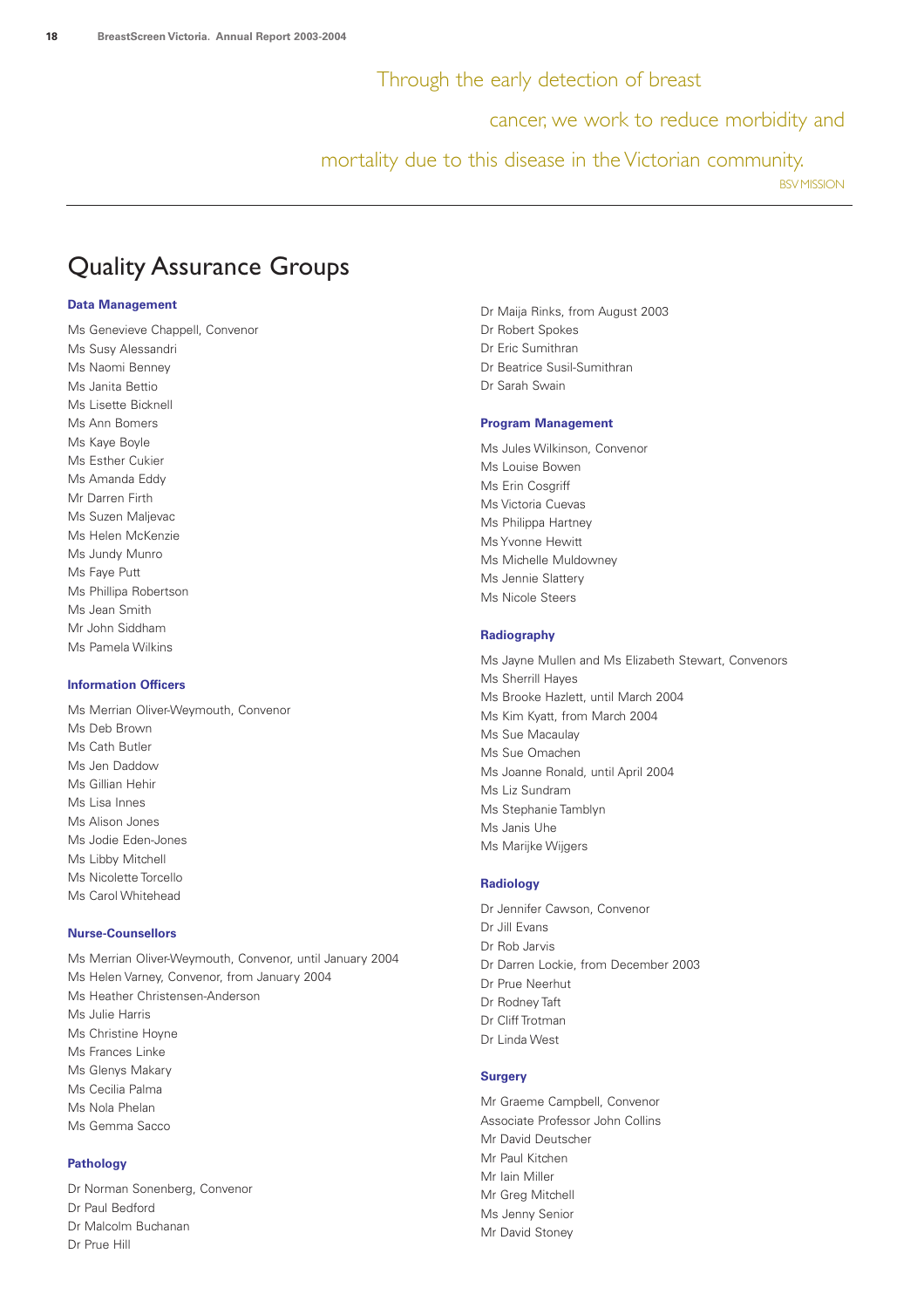Through the early detection of breast cancer, we work to reduce morbidity and mortality due to this disease in the Victorian community.

BSV MISSION

# Quality Assurance Groups

### Data Management

Ms Genevieve Chappell, Convenor
Ms Susy Alessandri
Ms Naomi Benney
Ms Janita Bettio
Ms Lisette Bicknell
Ms Ann Bomers
Ms Kaye Boyle
Ms Esther Cukier
Ms Amanda Eddy
Mr Darren Firth
Ms Suzen Maljevac
Ms Helen McKenzie
Ms Jundy Munro
Ms Faye Putt
Ms Phillipa Robertson
Ms Jean Smith
Mr John Siddham
Ms Pamela Wilkins

### Information Officers

Ms Merrian Oliver-Weymouth, Convenor
Ms Deb Brown
Ms Cath Butler
Ms Jen Daddow
Ms Gillian Hehir
Ms Lisa Innes
Ms Alison Jones
Ms Jodie Eden-Jones
Ms Libby Mitchell
Ms Nicolette Torcello
Ms Carol Whitehead

### Nurse-Counsellors

Ms Merrian Oliver-Weymouth, Convenor, until January 2004
Ms Helen Varney, Convenor, from January 2004
Ms Heather Christensen-Anderson
Ms Julie Harris
Ms Christine Hoyne
Ms Frances Linke
Ms Glenys Makary
Ms Cecilia Palma
Ms Nola Phelan
Ms Gemma Sacco

### Pathology

Dr Norman Sonenberg, Convenor
Dr Paul Bedford
Dr Malcolm Buchanan
Dr Prue Hill
Dr Maija Rinks, from August 2003
Dr Robert Spokes
Dr Eric Sumithran
Dr Beatrice Susil-Sumithran
Dr Sarah Swain

### Program Management

Ms Jules Wilkinson, Convenor
Ms Louise Bowen
Ms Erin Cosgriff
Ms Victoria Cuevas
Ms Philippa Hartney
Ms Yvonne Hewitt
Ms Michelle Muldowney
Ms Jennie Slattery
Ms Nicole Steers

### Radiography

Ms Jayne Mullen and Ms Elizabeth Stewart, Convenors
Ms Sherrill Hayes
Ms Brooke Hazlett, until March 2004
Ms Kim Kyatt, from March 2004
Ms Sue Macaulay
Ms Sue Omachen
Ms Joanne Ronald, until April 2004
Ms Liz Sundram
Ms Stephanie Tamblyn
Ms Janis Uhe
Ms Marijke Wijgers

### Radiology

Dr Jennifer Cawson, Convenor
Dr Jill Evans
Dr Rob Jarvis
Dr Darren Lockie, from December 2003
Dr Prue Neerhut
Dr Rodney Taft
Dr Cliff Trotman
Dr Linda West

### Surgery

Mr Graeme Campbell, Convenor
Associate Professor John Collins
Mr David Deutscher
Mr Paul Kitchen
Mr Iain Miller
Mr Greg Mitchell
Ms Jenny Senior
Mr David Stoney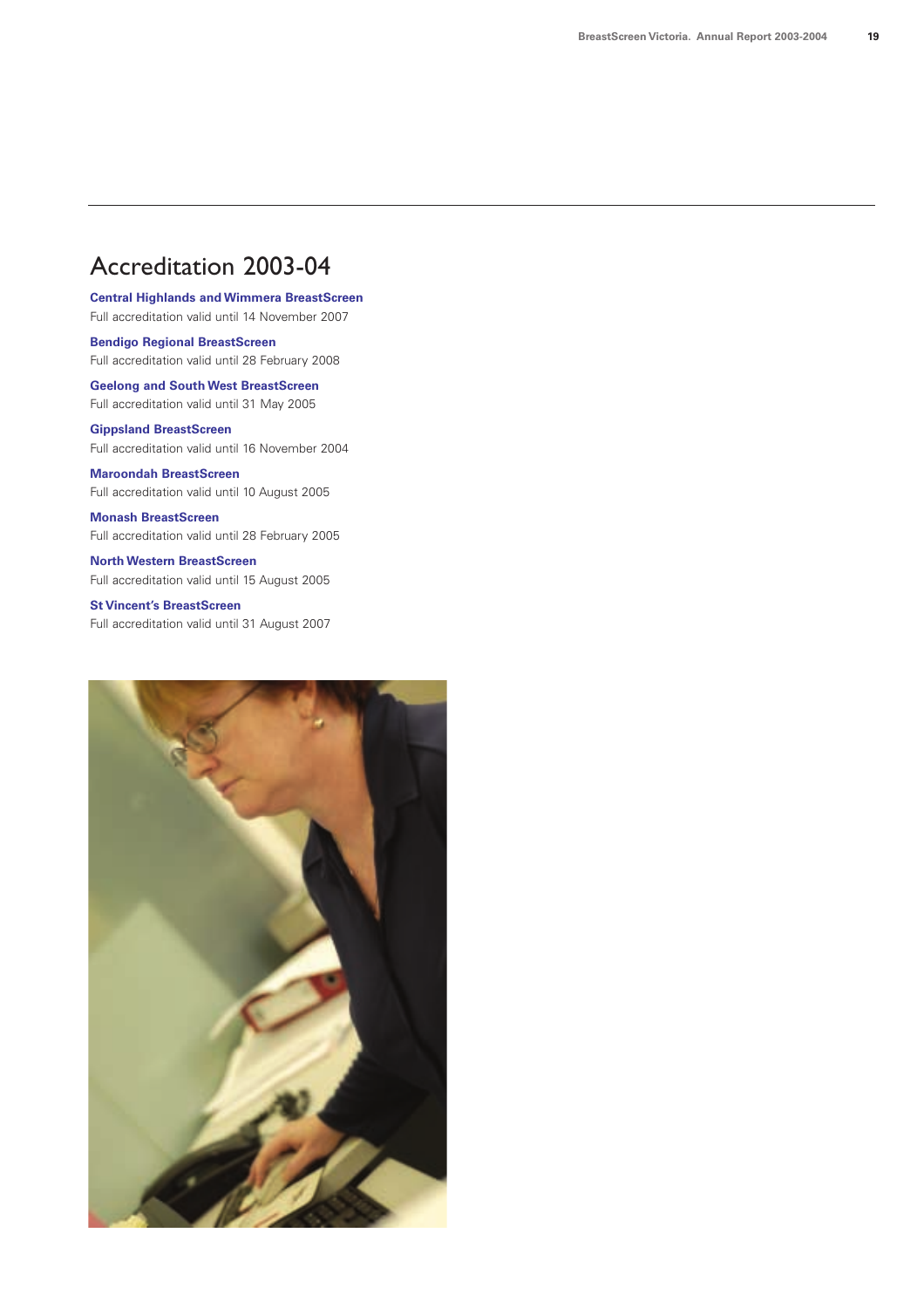# Accreditation 2003-04

**Central Highlands and Wimmera BreastScreen**
Full accreditation valid until 14 November 2007

**Bendigo Regional BreastScreen**
Full accreditation valid until 28 February 2008

**Geelong and South West BreastScreen**
Full accreditation valid until 31 May 2005

**Gippsland BreastScreen**
Full accreditation valid until 16 November 2004

**Maroondah BreastScreen**
Full accreditation valid until 10 August 2005

**Monash BreastScreen**
Full accreditation valid until 28 February 2005

**North Western BreastScreen**
Full accreditation valid until 15 August 2005

**St Vincent's BreastScreen**
Full accreditation valid until 31 August 2007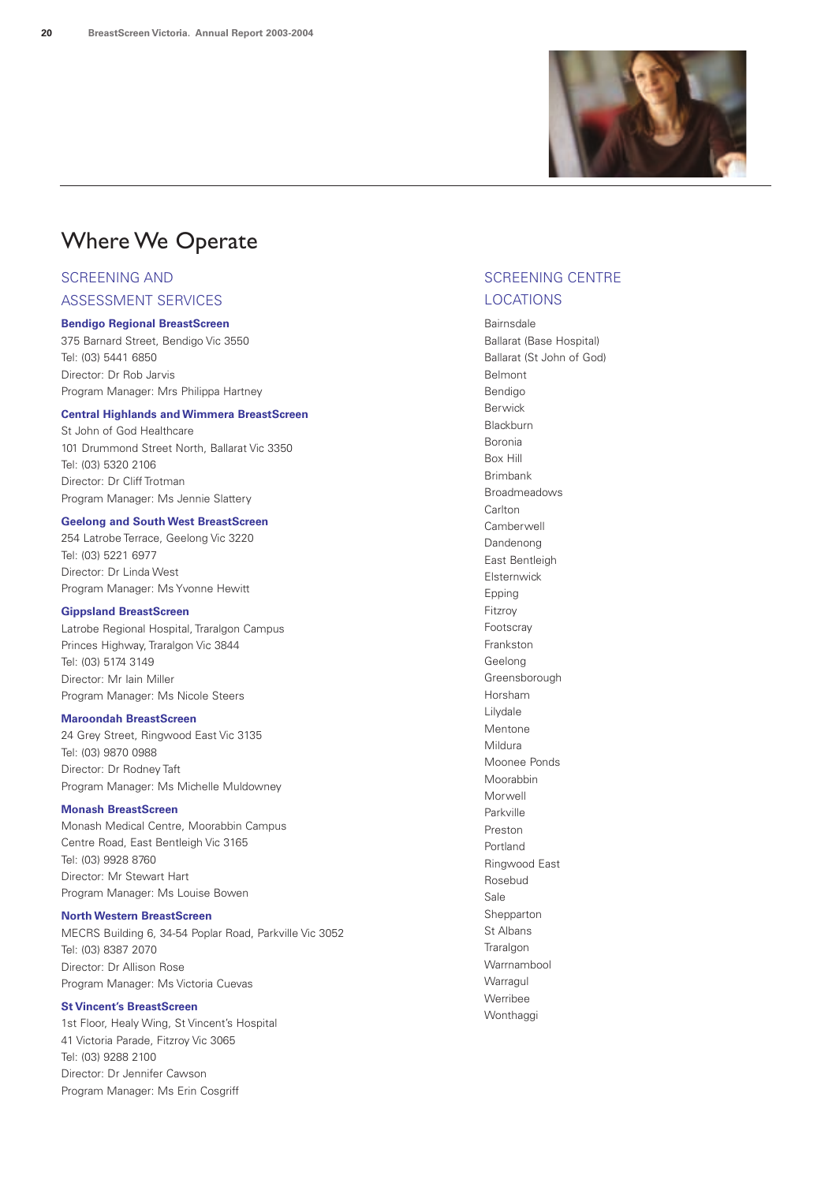# Where We Operate

## SCREENING AND ASSESSMENT SERVICES

**Bendigo Regional BreastScreen**
375 Barnard Street, Bendigo Vic 3550
Tel: (03) 5441 6850
Director: Dr Rob Jarvis
Program Manager: Mrs Philippa Hartney

**Central Highlands and Wimmera BreastScreen**
St John of God Healthcare
101 Drummond Street North, Ballarat Vic 3350
Tel: (03) 5320 2106
Director: Dr Cliff Trotman
Program Manager: Ms Jennie Slattery

**Geelong and South West BreastScreen**
254 Latrobe Terrace, Geelong Vic 3220
Tel: (03) 5221 6977
Director: Dr Linda West
Program Manager: Ms Yvonne Hewitt

**Gippsland BreastScreen**
Latrobe Regional Hospital, Traralgon Campus
Princes Highway, Traralgon Vic 3844
Tel: (03) 5174 3149
Director: Mr Iain Miller
Program Manager: Ms Nicole Steers

**Maroondah BreastScreen**
24 Grey Street, Ringwood East Vic 3135
Tel: (03) 9870 0988
Director: Dr Rodney Taft
Program Manager: Ms Michelle Muldowney

**Monash BreastScreen**
Monash Medical Centre, Moorabbin Campus
Centre Road, East Bentleigh Vic 3165
Tel: (03) 9928 8760
Director: Mr Stewart Hart
Program Manager: Ms Louise Bowen

**North Western BreastScreen**
MECRS Building 6, 34-54 Poplar Road, Parkville Vic 3052
Tel: (03) 8387 2070
Director: Dr Allison Rose
Program Manager: Ms Victoria Cuevas

**St Vincent's BreastScreen**
1st Floor, Healy Wing, St Vincent's Hospital
41 Victoria Parade, Fitzroy Vic 3065
Tel: (03) 9288 2100
Director: Dr Jennifer Cawson
Program Manager: Ms Erin Cosgriff

## SCREENING CENTRE LOCATIONS

Bairnsdale
Ballarat (Base Hospital)
Ballarat (St John of God)
Belmont
Bendigo
Berwick
Blackburn
Boronia
Box Hill
Brimbank
Broadmeadows
Carlton
Camberwell
Dandenong
East Bentleigh
Elsternwick
Epping
Fitzroy
Footscray
Frankston
Geelong
Greensborough
Horsham
Lilydale
Mentone
Mildura
Moonee Ponds
Moorabbin
Morwell
Parkville
Preston
Portland
Ringwood East
Rosebud
Sale
Shepparton
St Albans
Traralgon
Warrnambool
Warragul
Werribee
Wonthaggi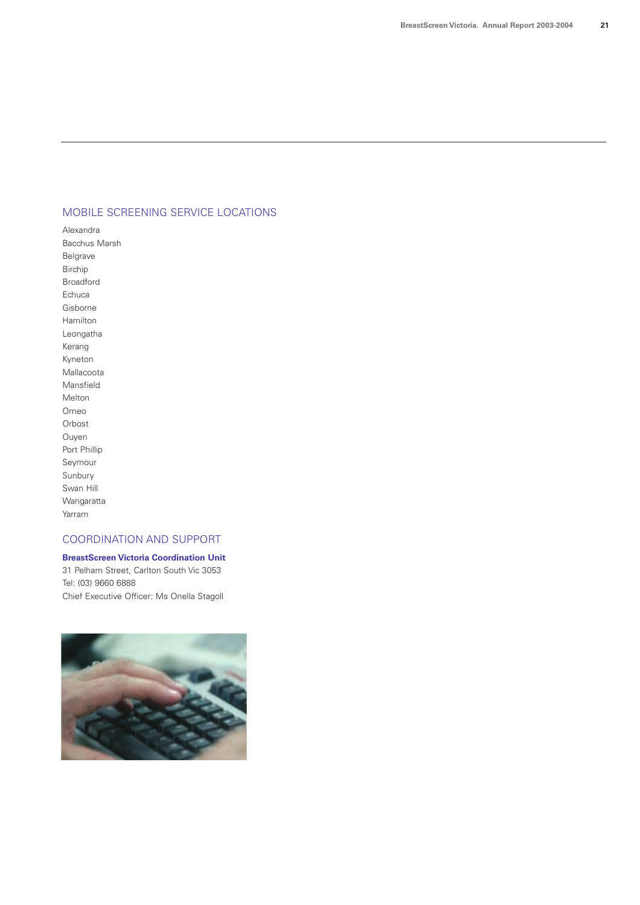## MOBILE SCREENING SERVICE LOCATIONS

Alexandra
Bacchus Marsh
Belgrave
Birchip
Broadford
Echuca
Gisborne
Hamilton
Leongatha
Kerang
Kyneton
Mallacoota
Mansfield
Melton
Omeo
Orbost
Ouyen
Port Phillip
Seymour
Sunbury
Swan Hill
Wangaratta
Yarram

## COORDINATION AND SUPPORT

**BreastScreen Victoria Coordination Unit**
31 Pelham Street, Carlton South Vic 3053
Tel: (03) 9660 6888
Chief Executive Officer: Ms Onella Stagoll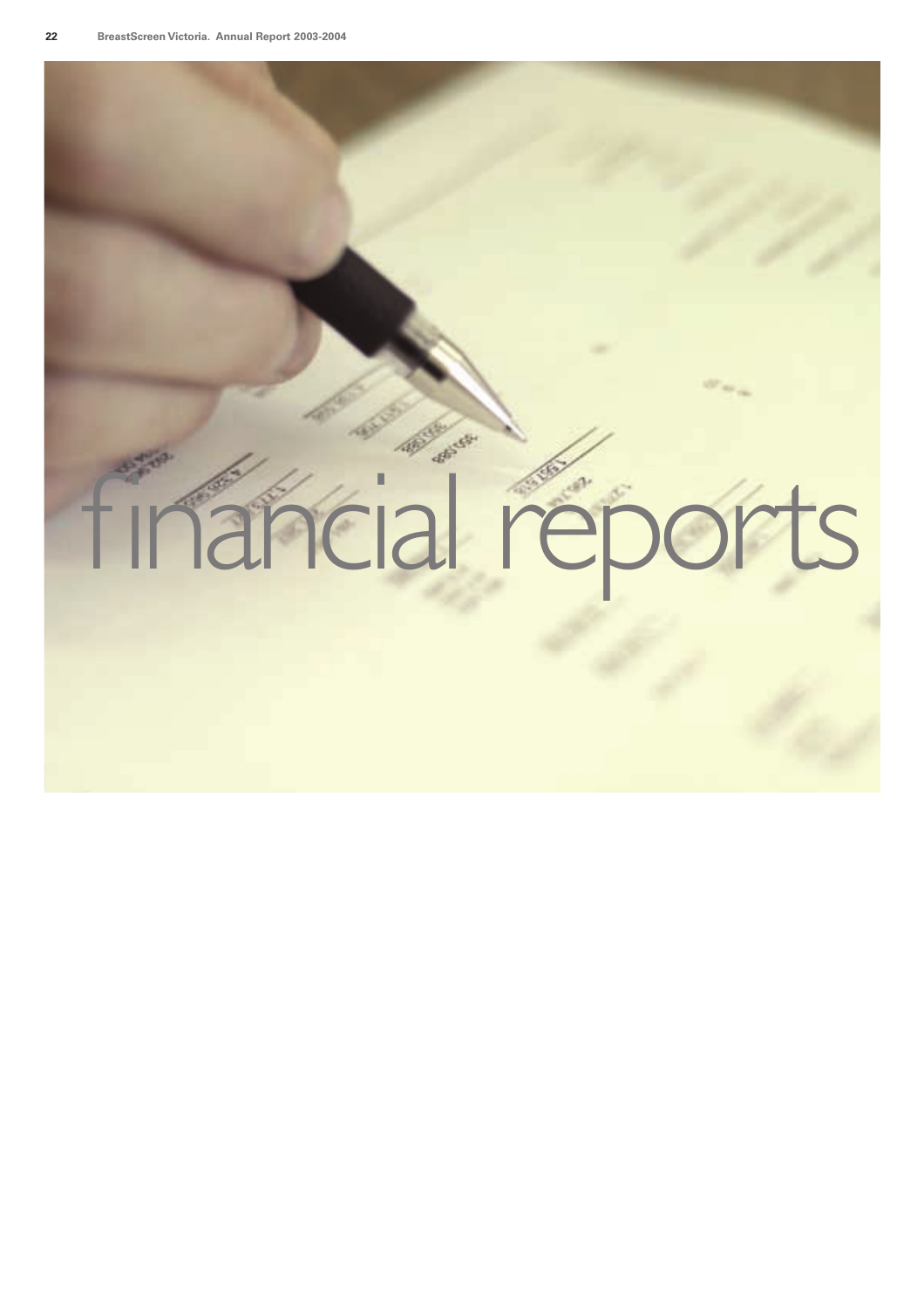# financial reports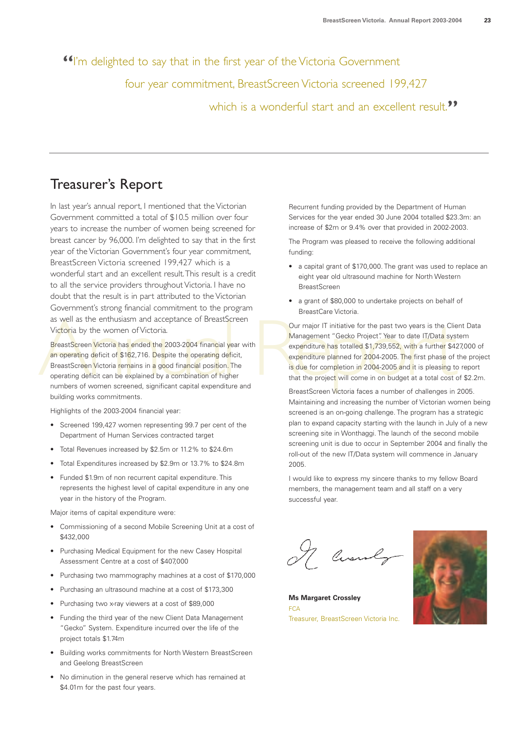"I'm delighted to say that in the first year of the Victoria Government four year commitment, BreastScreen Victoria screened 199,427 which is a wonderful start and an excellent result."

## Treasurer's Report

In last year's annual report, I mentioned that the Victorian Government committed a total of $10.5 million over four years to increase the number of women being screened for breast cancer by 96,000. I'm delighted to say that in the first year of the Victorian Government's four year commitment, BreastScreen Victoria screened 199,427 which is a wonderful start and an excellent result. This result is a credit to all the service providers throughout Victoria. I have no doubt that the result is in part attributed to the Victorian Government's strong financial commitment to the program as well as the enthusiasm and acceptance of BreastScreen Victoria by the women of Victoria.

BreastScreen Victoria has ended the 2003-2004 financial year with an operating deficit of $162,716. Despite the operating deficit, BreastScreen Victoria remains in a good financial position. The operating deficit can be explained by a combination of higher numbers of women screened, significant capital expenditure and building works commitments.

Highlights of the 2003-2004 financial year:

- Screened 199,427 women representing 99.7 per cent of the Department of Human Services contracted target
- Total Revenues increased by $2.5m or 11.2% to $24.6m
- Total Expenditures increased by $2.9m or 13.7% to $24.8m
- Funded $1.9m of non recurrent capital expenditure. This represents the highest level of capital expenditure in any one year in the history of the Program.

Major items of capital expenditure were:

- Commissioning of a second Mobile Screening Unit at a cost of $432,000
- Purchasing Medical Equipment for the new Casey Hospital Assessment Centre at a cost of $407,000
- Purchasing two mammography machines at a cost of $170,000
- Purchasing an ultrasound machine at a cost of $173,300
- Purchasing two x-ray viewers at a cost of $89,000
- Funding the third year of the new Client Data Management "Gecko" System. Expenditure incurred over the life of the project totals $1.74m
- Building works commitments for North Western BreastScreen and Geelong BreastScreen
- No diminution in the general reserve which has remained at $4.01m for the past four years.

Recurrent funding provided by the Department of Human Services for the year ended 30 June 2004 totalled $23.3m: an increase of $2m or 9.4% over that provided in 2002-2003.

The Program was pleased to receive the following additional funding:

- a capital grant of $170,000. The grant was used to replace an eight year old ultrasound machine for North Western BreastScreen
- a grant of $80,000 to undertake projects on behalf of BreastCare Victoria.

Our major IT initiative for the past two years is the Client Data Management "Gecko Project". Year to date IT/Data system expenditure has totalled $1,739,552, with a further $427,000 of expenditure planned for 2004-2005. The first phase of the project is due for completion in 2004-2005 and it is pleasing to report that the project will come in on budget at a total cost of $2.2m.

BreastScreen Victoria faces a number of challenges in 2005. Maintaining and increasing the number of Victorian women being screened is an on-going challenge. The program has a strategic plan to expand capacity starting with the launch in July of a new screening site in Wonthaggi. The launch of the second mobile screening unit is due to occur in September 2004 and finally the roll-out of the new IT/Data system will commence in January 2005.

I would like to express my sincere thanks to my fellow Board members, the management team and all staff on a very successful year.

**Ms Margaret Crossley**
FCA
Treasurer, BreastScreen Victoria Inc.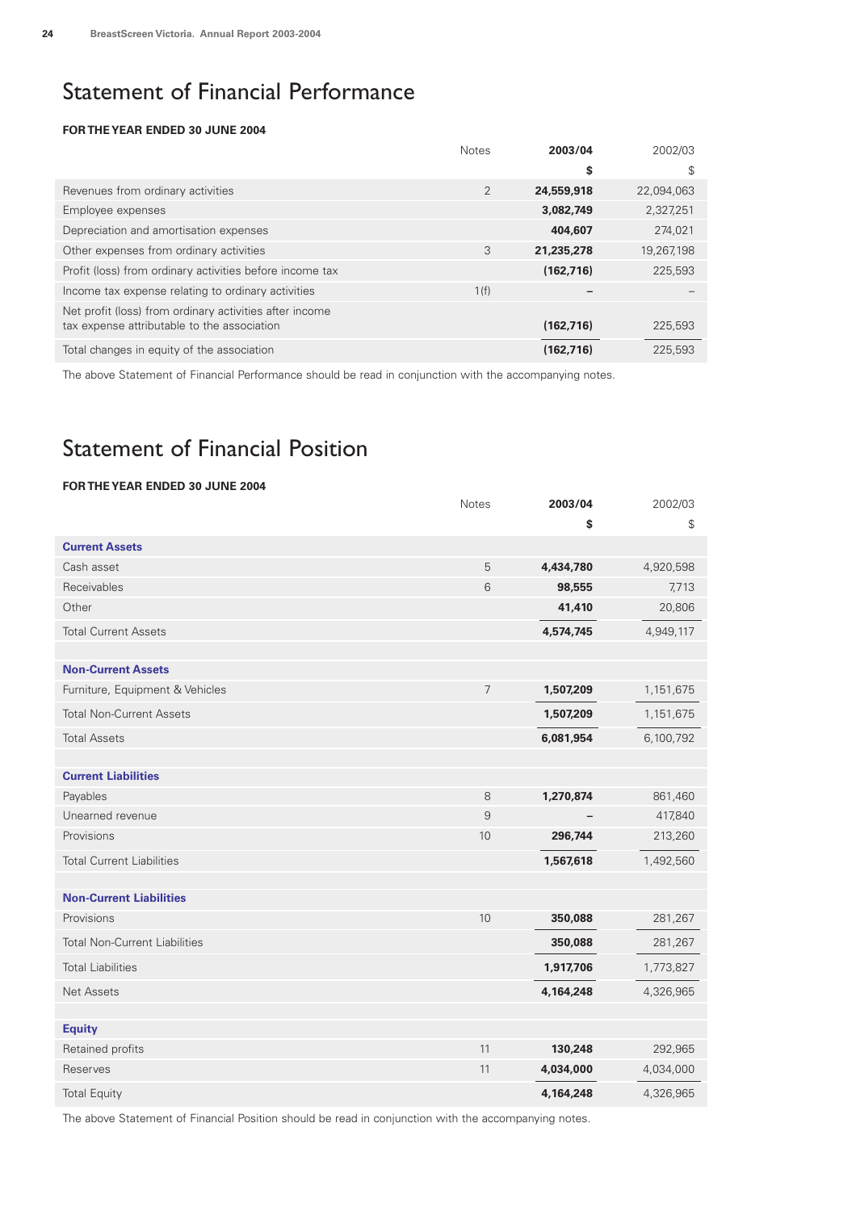# Statement of Financial Performance

**FOR THE YEAR ENDED 30 JUNE 2004**

| | Notes | **2003/04** | 2002/03 |
|---|---|---|---|
| | | **$** | $ |
| Revenues from ordinary activities | 2 | **24,559,918** | 22,094,063 |
| Employee expenses | | **3,082,749** | 2,327,251 |
| Depreciation and amortisation expenses | | **404,607** | 274,021 |
| Other expenses from ordinary activities | 3 | **21,235,278** | 19,267,198 |
| Profit (loss) from ordinary activities before income tax | | **(162,716)** | 225,593 |
| Income tax expense relating to ordinary activities | 1(f) | **–** | – |
| Net profit (loss) from ordinary activities after income tax expense attributable to the association | | **(162,716)** | 225,593 |
| Total changes in equity of the association | | **(162,716)** | 225,593 |

The above Statement of Financial Performance should be read in conjunction with the accompanying notes.

# Statement of Financial Position

**FOR THE YEAR ENDED 30 JUNE 2004**

| | Notes | **2003/04** | 2002/03 |
|---|---|---|---|
| | | **$** | $ |
| **Current Assets** | | | |
| Cash asset | 5 | **4,434,780** | 4,920,598 |
| Receivables | 6 | **98,555** | 7,713 |
| Other | | **41,410** | 20,806 |
| Total Current Assets | | **4,574,745** | 4,949,117 |
| | | | |
| **Non-Current Assets** | | | |
| Furniture, Equipment & Vehicles | 7 | **1,507,209** | 1,151,675 |
| Total Non-Current Assets | | **1,507,209** | 1,151,675 |
| Total Assets | | **6,081,954** | 6,100,792 |
| | | | |
| **Current Liabilities** | | | |
| Payables | 8 | **1,270,874** | 861,460 |
| Unearned revenue | 9 | **–** | 417,840 |
| Provisions | 10 | **296,744** | 213,260 |
| Total Current Liabilities | | **1,567,618** | 1,492,560 |
| | | | |
| **Non-Current Liabilities** | | | |
| Provisions | 10 | **350,088** | 281,267 |
| Total Non-Current Liabilities | | **350,088** | 281,267 |
| Total Liabilities | | **1,917,706** | 1,773,827 |
| Net Assets | | **4,164,248** | 4,326,965 |
| | | | |
| **Equity** | | | |
| Retained profits | 11 | **130,248** | 292,965 |
| Reserves | 11 | **4,034,000** | 4,034,000 |
| Total Equity | | **4,164,248** | 4,326,965 |

The above Statement of Financial Position should be read in conjunction with the accompanying notes.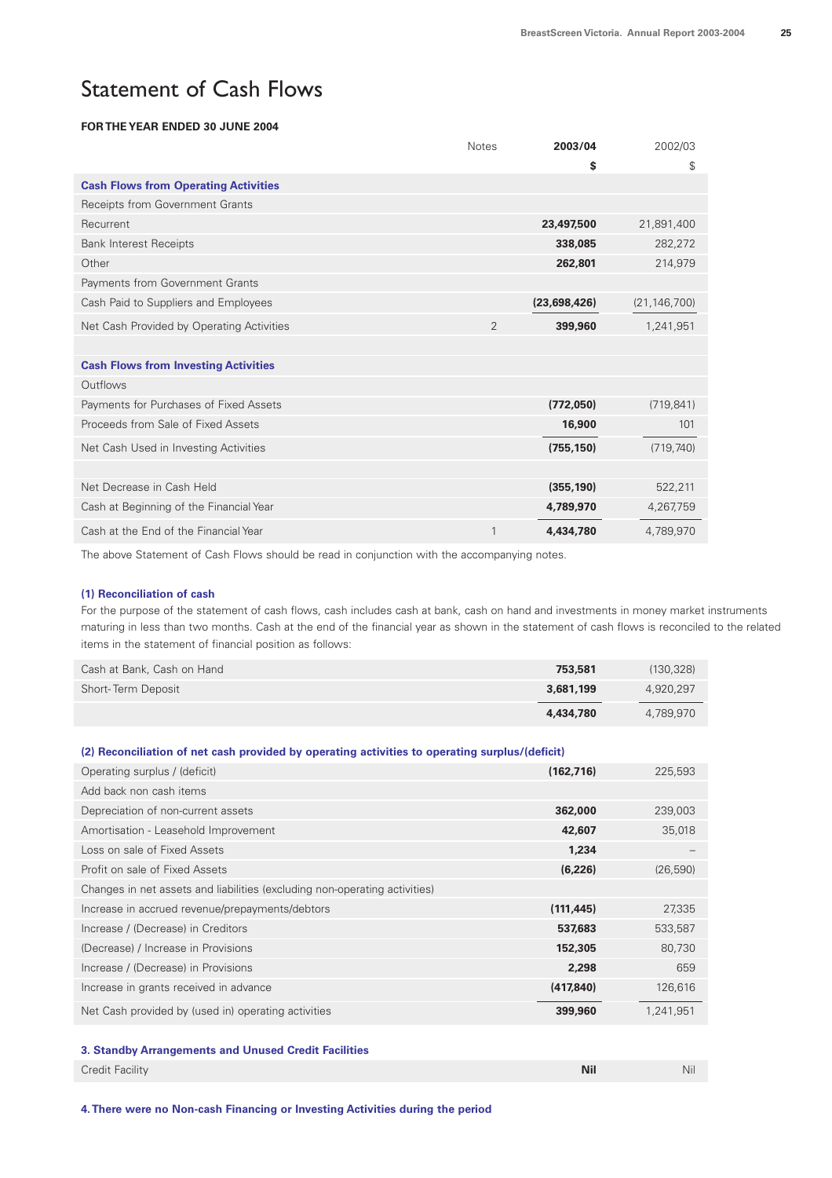# Statement of Cash Flows

**FOR THE YEAR ENDED 30 JUNE 2004**

| | Notes | **2003/04** | 2002/03 |
|---|---|---|---|
| | | **$** | $ |
| **Cash Flows from Operating Activities** | | | |
| Receipts from Government Grants | | | |
| Recurrent | | **23,497,500** | 21,891,400 |
| Bank Interest Receipts | | **338,085** | 282,272 |
| Other | | **262,801** | 214,979 |
| Payments from Government Grants | | | |
| Cash Paid to Suppliers and Employees | | **(23,698,426)** | (21,146,700) |
| Net Cash Provided by Operating Activities | 2 | **399,960** | 1,241,951 |
| | | | |
| **Cash Flows from Investing Activities** | | | |
| Outflows | | | |
| Payments for Purchases of Fixed Assets | | **(772,050)** | (719,841) |
| Proceeds from Sale of Fixed Assets | | **16,900** | 101 |
| Net Cash Used in Investing Activities | | **(755,150)** | (719,740) |
| | | | |
| Net Decrease in Cash Held | | **(355,190)** | 522,211 |
| Cash at Beginning of the Financial Year | | **4,789,970** | 4,267,759 |
| Cash at the End of the Financial Year | 1 | **4,434,780** | 4,789,970 |

The above Statement of Cash Flows should be read in conjunction with the accompanying notes.

### (1) Reconciliation of cash

For the purpose of the statement of cash flows, cash includes cash at bank, cash on hand and investments in money market instruments maturing in less than two months. Cash at the end of the financial year as shown in the statement of cash flows is reconciled to the related items in the statement of financial position as follows:

| | **2003/04** | 2002/03 |
|---|---|---|
| Cash at Bank, Cash on Hand | **753,581** | (130,328) |
| Short-Term Deposit | **3,681,199** | 4,920,297 |
| | **4,434,780** | 4,789,970 |

### (2) Reconciliation of net cash provided by operating activities to operating surplus/(deficit)

| | **2003/04** | 2002/03 |
|---|---|---|
| Operating surplus / (deficit) | **(162,716)** | 225,593 |
| Add back non cash items | | |
| Depreciation of non-current assets | **362,000** | 239,003 |
| Amortisation - Leasehold Improvement | **42,607** | 35,018 |
| Loss on sale of Fixed Assets | **1,234** | – |
| Profit on sale of Fixed Assets | **(6,226)** | (26,590) |
| Changes in net assets and liabilities (excluding non-operating activities) | | |
| Increase in accrued revenue/prepayments/debtors | **(111,445)** | 27,335 |
| Increase / (Decrease) in Creditors | **537,683** | 533,587 |
| (Decrease) / Increase in Provisions | **152,305** | 80,730 |
| Increase / (Decrease) in Provisions | **2,298** | 659 |
| Increase in grants received in advance | **(417,840)** | 126,616 |
| Net Cash provided by (used in) operating activities | **399,960** | 1,241,951 |

### 3. Standby Arrangements and Unused Credit Facilities

| | **2003/04** | 2002/03 |
|---|---|---|
| Credit Facility | **Nil** | Nil |

### 4. There were no Non-cash Financing or Investing Activities during the period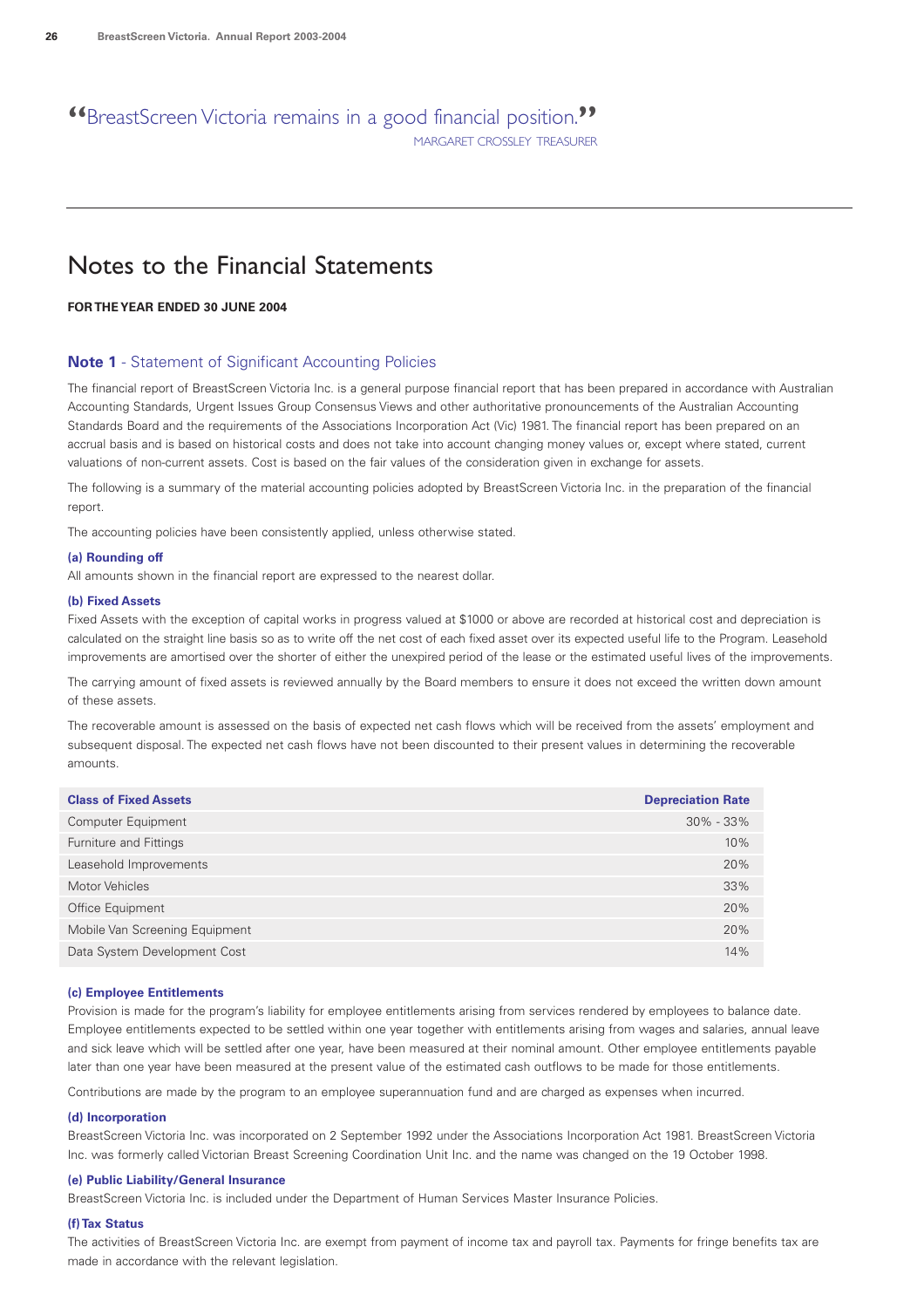"BreastScreen Victoria remains in a good financial position."
MARGARET CROSSLEY TREASURER

# Notes to the Financial Statements

**FOR THE YEAR ENDED 30 JUNE 2004**

## Note 1 - Statement of Significant Accounting Policies

The financial report of BreastScreen Victoria Inc. is a general purpose financial report that has been prepared in accordance with Australian Accounting Standards, Urgent Issues Group Consensus Views and other authoritative pronouncements of the Australian Accounting Standards Board and the requirements of the Associations Incorporation Act (Vic) 1981. The financial report has been prepared on an accrual basis and is based on historical costs and does not take into account changing money values or, except where stated, current valuations of non-current assets. Cost is based on the fair values of the consideration given in exchange for assets.

The following is a summary of the material accounting policies adopted by BreastScreen Victoria Inc. in the preparation of the financial report.

The accounting policies have been consistently applied, unless otherwise stated.

### (a) Rounding off

All amounts shown in the financial report are expressed to the nearest dollar.

### (b) Fixed Assets

Fixed Assets with the exception of capital works in progress valued at $1000 or above are recorded at historical cost and depreciation is calculated on the straight line basis so as to write off the net cost of each fixed asset over its expected useful life to the Program. Leasehold improvements are amortised over the shorter of either the unexpired period of the lease or the estimated useful lives of the improvements.

The carrying amount of fixed assets is reviewed annually by the Board members to ensure it does not exceed the written down amount of these assets.

The recoverable amount is assessed on the basis of expected net cash flows which will be received from the assets' employment and subsequent disposal. The expected net cash flows have not been discounted to their present values in determining the recoverable amounts.

| Class of Fixed Assets | Depreciation Rate |
| --- | --- |
| Computer Equipment | 30% - 33% |
| Furniture and Fittings | 10% |
| Leasehold Improvements | 20% |
| Motor Vehicles | 33% |
| Office Equipment | 20% |
| Mobile Van Screening Equipment | 20% |
| Data System Development Cost | 14% |

### (c) Employee Entitlements

Provision is made for the program's liability for employee entitlements arising from services rendered by employees to balance date. Employee entitlements expected to be settled within one year together with entitlements arising from wages and salaries, annual leave and sick leave which will be settled after one year, have been measured at their nominal amount. Other employee entitlements payable later than one year have been measured at the present value of the estimated cash outflows to be made for those entitlements.

Contributions are made by the program to an employee superannuation fund and are charged as expenses when incurred.

### (d) Incorporation

BreastScreen Victoria Inc. was incorporated on 2 September 1992 under the Associations Incorporation Act 1981. BreastScreen Victoria Inc. was formerly called Victorian Breast Screening Coordination Unit Inc. and the name was changed on the 19 October 1998.

### (e) Public Liability/General Insurance

BreastScreen Victoria Inc. is included under the Department of Human Services Master Insurance Policies.

### (f) Tax Status

The activities of BreastScreen Victoria Inc. are exempt from payment of income tax and payroll tax. Payments for fringe benefits tax are made in accordance with the relevant legislation.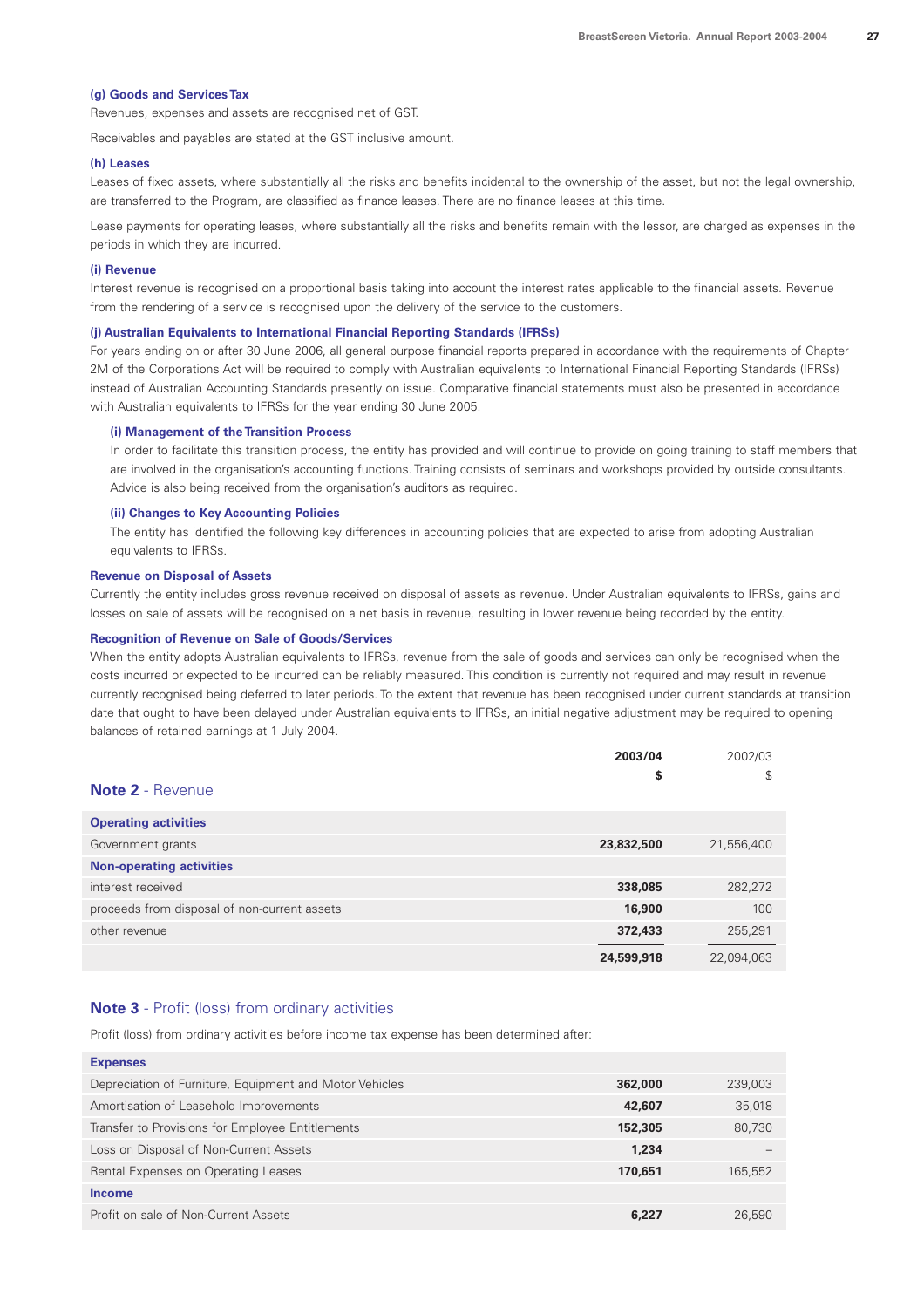### (g) Goods and Services Tax

Revenues, expenses and assets are recognised net of GST.

Receivables and payables are stated at the GST inclusive amount.

### (h) Leases

Leases of fixed assets, where substantially all the risks and benefits incidental to the ownership of the asset, but not the legal ownership, are transferred to the Program, are classified as finance leases. There are no finance leases at this time.

Lease payments for operating leases, where substantially all the risks and benefits remain with the lessor, are charged as expenses in the periods in which they are incurred.

### (i) Revenue

Interest revenue is recognised on a proportional basis taking into account the interest rates applicable to the financial assets. Revenue from the rendering of a service is recognised upon the delivery of the service to the customers.

### (j) Australian Equivalents to International Financial Reporting Standards (IFRSs)

For years ending on or after 30 June 2006, all general purpose financial reports prepared in accordance with the requirements of Chapter 2M of the Corporations Act will be required to comply with Australian equivalents to International Financial Reporting Standards (IFRSs) instead of Australian Accounting Standards presently on issue. Comparative financial statements must also be presented in accordance with Australian equivalents to IFRSs for the year ending 30 June 2005.

#### (i) Management of the Transition Process

In order to facilitate this transition process, the entity has provided and will continue to provide on going training to staff members that are involved in the organisation's accounting functions. Training consists of seminars and workshops provided by outside consultants. Advice is also being received from the organisation's auditors as required.

#### (ii) Changes to Key Accounting Policies

The entity has identified the following key differences in accounting policies that are expected to arise from adopting Australian equivalents to IFRSs.

### Revenue on Disposal of Assets

Currently the entity includes gross revenue received on disposal of assets as revenue. Under Australian equivalents to IFRSs, gains and losses on sale of assets will be recognised on a net basis in revenue, resulting in lower revenue being recorded by the entity.

### Recognition of Revenue on Sale of Goods/Services

When the entity adopts Australian equivalents to IFRSs, revenue from the sale of goods and services can only be recognised when the costs incurred or expected to be incurred can be reliably measured. This condition is currently not required and may result in revenue currently recognised being deferred to later periods. To the extent that revenue has been recognised under current standards at transition date that ought to have been delayed under Australian equivalents to IFRSs, an initial negative adjustment may be required to opening balances of retained earnings at 1 July 2004.

## Note 2 - Revenue

| | 2003/04 $ | 2002/03 $ |
|---|---|---|
| **Operating activities** | | |
| Government grants | **23,832,500** | 21,556,400 |
| **Non-operating activities** | | |
| interest received | **338,085** | 282,272 |
| proceeds from disposal of non-current assets | **16,900** | 100 |
| other revenue | **372,433** | 255,291 |
| | **24,599,918** | 22,094,063 |

## Note 3 - Profit (loss) from ordinary activities

Profit (loss) from ordinary activities before income tax expense has been determined after:

| | 2003/04 $ | 2002/03 $ |
|---|---|---|
| **Expenses** | | |
| Depreciation of Furniture, Equipment and Motor Vehicles | **362,000** | 239,003 |
| Amortisation of Leasehold Improvements | **42,607** | 35,018 |
| Transfer to Provisions for Employee Entitlements | **152,305** | 80,730 |
| Loss on Disposal of Non-Current Assets | **1,234** | – |
| Rental Expenses on Operating Leases | **170,651** | 165,552 |
| **Income** | | |
| Profit on sale of Non-Current Assets | **6,227** | 26,590 |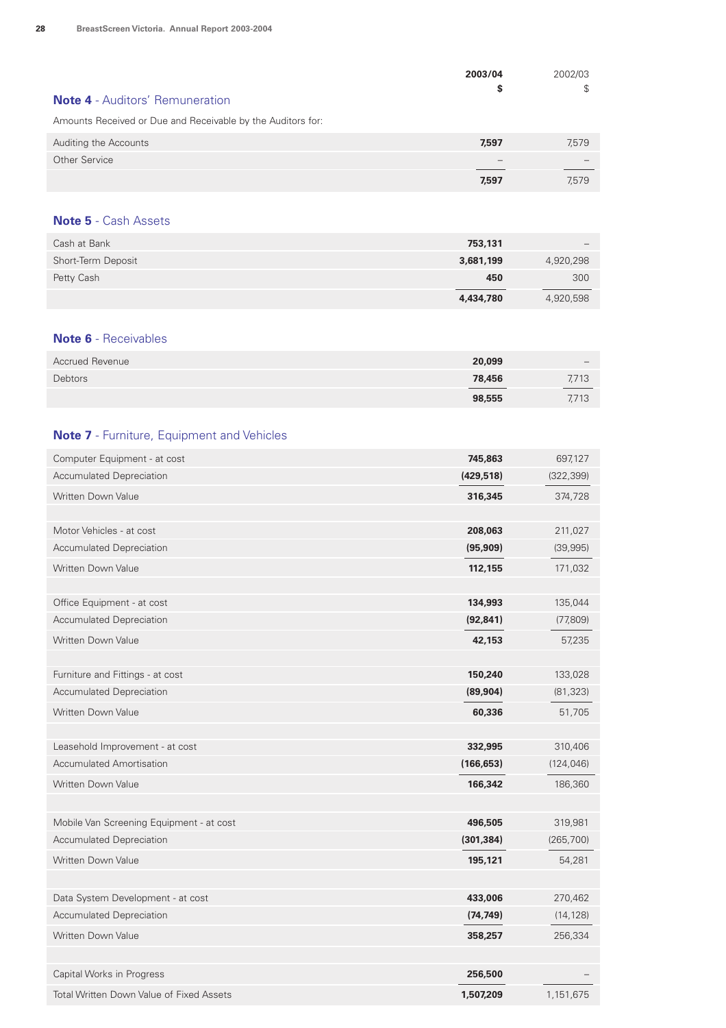## Note 4 - Auditors' Remuneration

Amounts Received or Due and Receivable by the Auditors for:

| | 2003/04 $ | 2002/03 $ |
|---|---|---|
| Auditing the Accounts | **7,597** | 7,579 |
| Other Service | – | – |
| | **7,597** | 7,579 |

## Note 5 - Cash Assets

| | 2003/04 $ | 2002/03 $ |
|---|---|---|
| Cash at Bank | **753,131** | – |
| Short-Term Deposit | **3,681,199** | 4,920,298 |
| Petty Cash | **450** | 300 |
| | **4,434,780** | 4,920,598 |

## Note 6 - Receivables

| | 2003/04 $ | 2002/03 $ |
|---|---|---|
| Accrued Revenue | **20,099** | – |
| Debtors | **78,456** | 7,713 |
| | **98,555** | 7,713 |

## Note 7 - Furniture, Equipment and Vehicles

| | 2003/04 $ | 2002/03 $ |
|---|---|---|
| Computer Equipment - at cost | **745,863** | 697,127 |
| Accumulated Depreciation | **(429,518)** | (322,399) |
| Written Down Value | **316,345** | 374,728 |
| | | |
| Motor Vehicles - at cost | **208,063** | 211,027 |
| Accumulated Depreciation | **(95,909)** | (39,995) |
| Written Down Value | **112,155** | 171,032 |
| | | |
| Office Equipment - at cost | **134,993** | 135,044 |
| Accumulated Depreciation | **(92,841)** | (77,809) |
| Written Down Value | **42,153** | 57,235 |
| | | |
| Furniture and Fittings - at cost | **150,240** | 133,028 |
| Accumulated Depreciation | **(89,904)** | (81,323) |
| Written Down Value | **60,336** | 51,705 |
| | | |
| Leasehold Improvement - at cost | **332,995** | 310,406 |
| Accumulated Amortisation | **(166,653)** | (124,046) |
| Written Down Value | **166,342** | 186,360 |
| | | |
| Mobile Van Screening Equipment - at cost | **496,505** | 319,981 |
| Accumulated Depreciation | **(301,384)** | (265,700) |
| Written Down Value | **195,121** | 54,281 |
| | | |
| Data System Development - at cost | **433,006** | 270,462 |
| Accumulated Depreciation | **(74,749)** | (14,128) |
| Written Down Value | **358,257** | 256,334 |
| | | |
| Capital Works in Progress | **256,500** | – |
| Total Written Down Value of Fixed Assets | **1,507,209** | 1,151,675 |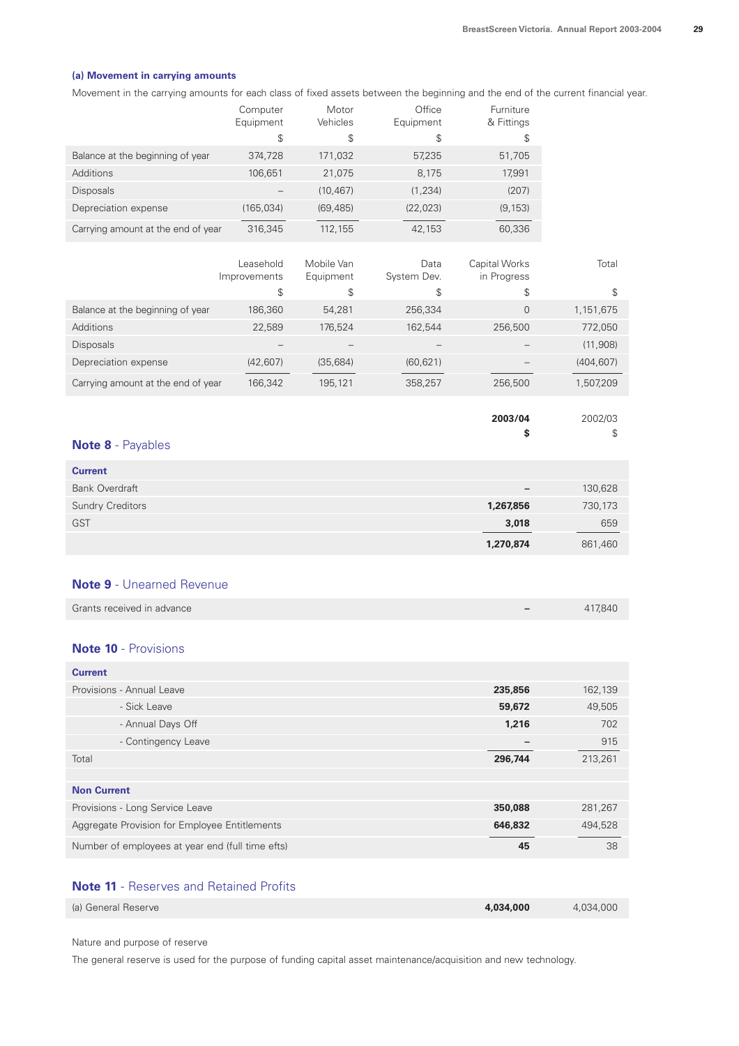### (a) Movement in carrying amounts

Movement in the carrying amounts for each class of fixed assets between the beginning and the end of the current financial year.

| | Computer Equipment | Motor Vehicles | Office Equipment | Furniture & Fittings |
|---|---|---|---|---|
| | $ | $ | $ | $ |
| Balance at the beginning of year | 374,728 | 171,032 | 57,235 | 51,705 |
| Additions | 106,651 | 21,075 | 8,175 | 17,991 |
| Disposals | – | (10,467) | (1,234) | (207) |
| Depreciation expense | (165,034) | (69,485) | (22,023) | (9,153) |
| Carrying amount at the end of year | 316,345 | 112,155 | 42,153 | 60,336 |

| | Leasehold Improvements | Mobile Van Equipment | Data System Dev. | Capital Works in Progress | Total |
|---|---|---|---|---|---|
| | $ | $ | $ | $ | $ |
| Balance at the beginning of year | 186,360 | 54,281 | 256,334 | 0 | 1,151,675 |
| Additions | 22,589 | 176,524 | 162,544 | 256,500 | 772,050 |
| Disposals | – | – | – | – | (11,908) |
| Depreciation expense | (42,607) | (35,684) | (60,621) | – | (404,607) |
| Carrying amount at the end of year | 166,342 | 195,121 | 358,257 | 256,500 | 1,507,209 |

## Note 8 - Payables

| | 2003/04 | 2002/03 |
|---|---|---|
| | **$** | $ |
| **Current** | | |
| Bank Overdraft | **–** | 130,628 |
| Sundry Creditors | **1,267,856** | 730,173 |
| GST | **3,018** | 659 |
| | **1,270,874** | 861,460 |

## Note 9 - Unearned Revenue

| | 2003/04 | 2002/03 |
|---|---|---|
| Grants received in advance | **–** | 417,840 |

## Note 10 - Provisions

| | 2003/04 | 2002/03 |
|---|---|---|
| **Current** | | |
| Provisions - Annual Leave | **235,856** | 162,139 |
| - Sick Leave | **59,672** | 49,505 |
| - Annual Days Off | **1,216** | 702 |
| - Contingency Leave | **–** | 915 |
| Total | **296,744** | 213,261 |
| | | |
| **Non Current** | | |
| Provisions - Long Service Leave | **350,088** | 281,267 |
| Aggregate Provision for Employee Entitlements | **646,832** | 494,528 |
| Number of employees at year end (full time efts) | **45** | 38 |

## Note 11 - Reserves and Retained Profits

| | 2003/04 | 2002/03 |
|---|---|---|
| (a) General Reserve | **4,034,000** | 4,034,000 |

Nature and purpose of reserve

The general reserve is used for the purpose of funding capital asset maintenance/acquisition and new technology.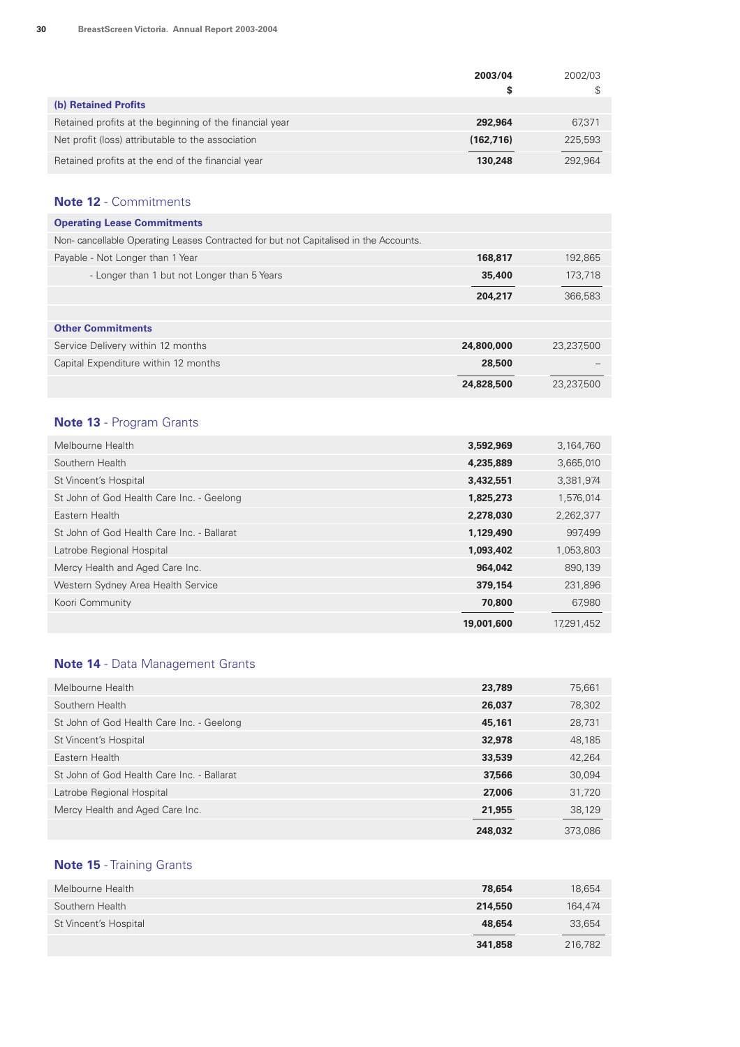| | 2003/04 $ | 2002/03 $ |
|---|---|---|
| **(b) Retained Profits** | | |
| Retained profits at the beginning of the financial year | **292,964** | 67,371 |
| Net profit (loss) attributable to the association | **(162,716)** | 225,593 |
| Retained profits at the end of the financial year | **130,248** | 292,964 |

## Note 12 - Commitments

| | | |
|---|---|---|
| **Operating Lease Commitments** | | |
| Non- cancellable Operating Leases Contracted for but not Capitalised in the Accounts. | | |
| Payable - Not Longer than 1 Year | **168,817** | 192,865 |
| - Longer than 1 but not Longer than 5 Years | **35,400** | 173,718 |
| | **204,217** | 366,583 |
| **Other Commitments** | | |
| Service Delivery within 12 months | **24,800,000** | 23,237,500 |
| Capital Expenditure within 12 months | **28,500** | – |
| | **24,828,500** | 23,237,500 |

## Note 13 - Program Grants

| | | |
|---|---|---|
| Melbourne Health | **3,592,969** | 3,164,760 |
| Southern Health | **4,235,889** | 3,665,010 |
| St Vincent's Hospital | **3,432,551** | 3,381,974 |
| St John of God Health Care Inc. - Geelong | **1,825,273** | 1,576,014 |
| Eastern Health | **2,278,030** | 2,262,377 |
| St John of God Health Care Inc. - Ballarat | **1,129,490** | 997,499 |
| Latrobe Regional Hospital | **1,093,402** | 1,053,803 |
| Mercy Health and Aged Care Inc. | **964,042** | 890,139 |
| Western Sydney Area Health Service | **379,154** | 231,896 |
| Koori Community | **70,800** | 67,980 |
| | **19,001,600** | 17,291,452 |

## Note 14 - Data Management Grants

| | | |
|---|---|---|
| Melbourne Health | **23,789** | 75,661 |
| Southern Health | **26,037** | 78,302 |
| St John of God Health Care Inc. - Geelong | **45,161** | 28,731 |
| St Vincent's Hospital | **32,978** | 48,185 |
| Eastern Health | **33,539** | 42,264 |
| St John of God Health Care Inc. - Ballarat | **37,566** | 30,094 |
| Latrobe Regional Hospital | **27,006** | 31,720 |
| Mercy Health and Aged Care Inc. | **21,955** | 38,129 |
| | **248,032** | 373,086 |

## Note 15 - Training Grants

| | | |
|---|---|---|
| Melbourne Health | **78,654** | 18,654 |
| Southern Health | **214,550** | 164,474 |
| St Vincent's Hospital | **48,654** | 33,654 |
| | **341,858** | 216,782 |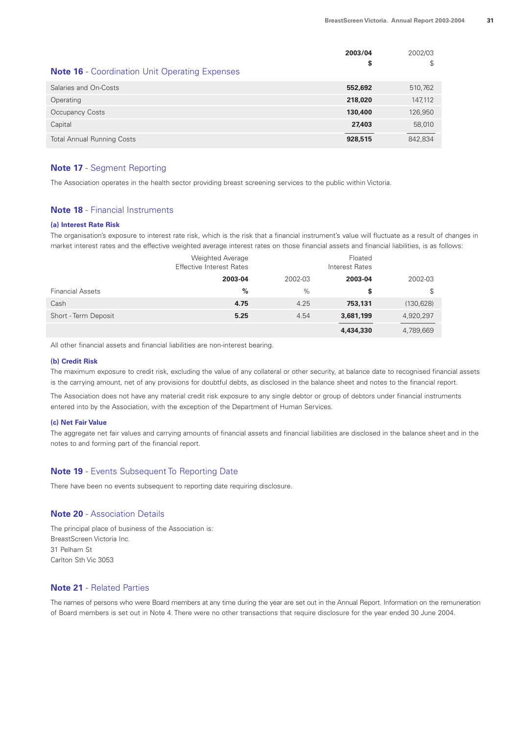## Note 16 - Coordination Unit Operating Expenses

| | 2003/04 | 2002/03 |
|---|---|---|
| | $ | $ |
| Salaries and On-Costs | **552,692** | 510,762 |
| Operating | **218,020** | 147,112 |
| Occupancy Costs | **130,400** | 126,950 |
| Capital | **27,403** | 58,010 |
| Total Annual Running Costs | **928,515** | 842,834 |

## Note 17 - Segment Reporting

The Association operates in the health sector providing breast screening services to the public within Victoria.

## Note 18 - Financial Instruments

### (a) Interest Rate Risk

The organisation's exposure to interest rate risk, which is the risk that a financial instrument's value will fluctuate as a result of changes in market interest rates and the effective weighted average interest rates on those financial assets and financial liabilities, is as follows:

| | Weighted Average Effective Interest Rates | | Floated Interest Rates | |
|---|---|---|---|---|
| | **2003-04** | 2002-03 | **2003-04** | 2002-03 |
| Financial Assets | **%** | % | **$** | $ |
| Cash | **4.75** | 4.25 | **753,131** | (130,628) |
| Short - Term Deposit | **5.25** | 4.54 | **3,681,199** | 4,920,297 |
| | | | **4,434,330** | 4,789,669 |

All other financial assets and financial liabilities are non-interest bearing.

### (b) Credit Risk

The maximum exposure to credit risk, excluding the value of any collateral or other security, at balance date to recognised financial assets is the carrying amount, net of any provisions for doubtful debts, as disclosed in the balance sheet and notes to the financial report.

The Association does not have any material credit risk exposure to any single debtor or group of debtors under financial instruments entered into by the Association, with the exception of the Department of Human Services.

### (c) Net Fair Value

The aggregate net fair values and carrying amounts of financial assets and financial liabilities are disclosed in the balance sheet and in the notes to and forming part of the financial report.

## Note 19 - Events Subsequent To Reporting Date

There have been no events subsequent to reporting date requiring disclosure.

## Note 20 - Association Details

The principal place of business of the Association is:
BreastScreen Victoria Inc.
31 Pelham St
Carlton Sth Vic 3053

## Note 21 - Related Parties

The names of persons who were Board members at any time during the year are set out in the Annual Report. Information on the remuneration of Board members is set out in Note 4. There were no other transactions that require disclosure for the year ended 30 June 2004.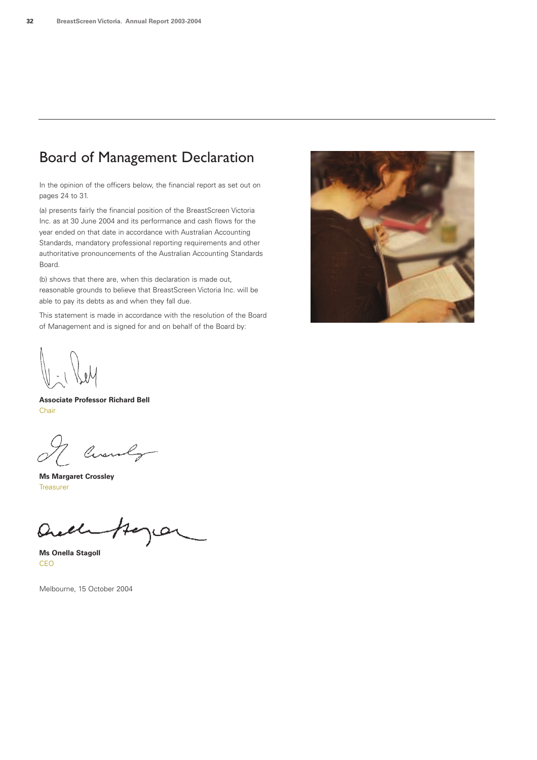# Board of Management Declaration

In the opinion of the officers below, the financial report as set out on pages 24 to 31.

(a) presents fairly the financial position of the BreastScreen Victoria Inc. as at 30 June 2004 and its performance and cash flows for the year ended on that date in accordance with Australian Accounting Standards, mandatory professional reporting requirements and other authoritative pronouncements of the Australian Accounting Standards Board.

(b) shows that there are, when this declaration is made out, reasonable grounds to believe that BreastScreen Victoria Inc. will be able to pay its debts as and when they fall due.

This statement is made in accordance with the resolution of the Board of Management and is signed for and on behalf of the Board by:

**Associate Professor Richard Bell**
Chair

**Ms Margaret Crossley**
Treasurer

**Ms Onella Stagoll**
CEO

Melbourne, 15 October 2004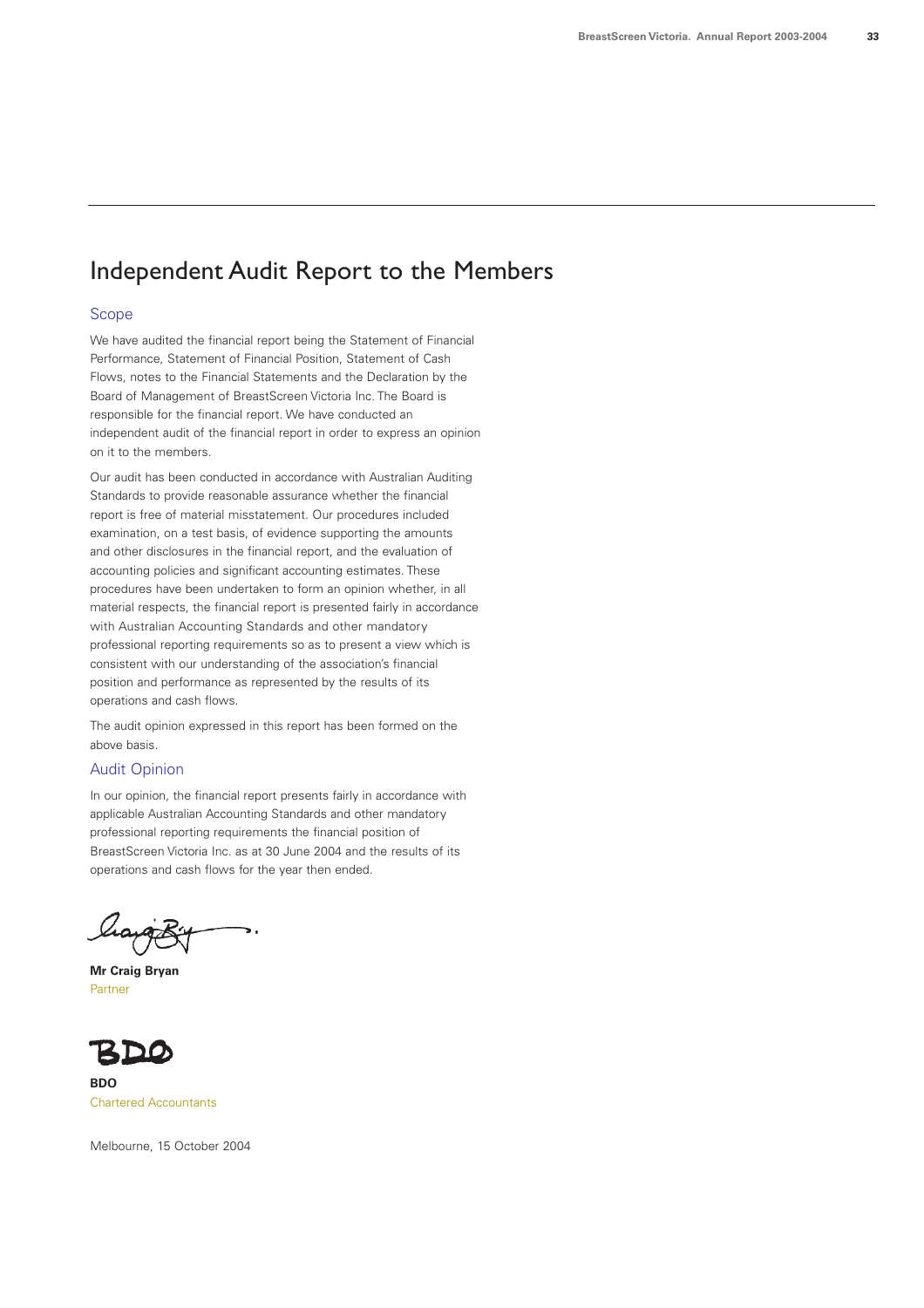# Independent Audit Report to the Members

## Scope

We have audited the financial report being the Statement of Financial Performance, Statement of Financial Position, Statement of Cash Flows, notes to the Financial Statements and the Declaration by the Board of Management of BreastScreen Victoria Inc. The Board is responsible for the financial report. We have conducted an independent audit of the financial report in order to express an opinion on it to the members.

Our audit has been conducted in accordance with Australian Auditing Standards to provide reasonable assurance whether the financial report is free of material misstatement. Our procedures included examination, on a test basis, of evidence supporting the amounts and other disclosures in the financial report, and the evaluation of accounting policies and significant accounting estimates. These procedures have been undertaken to form an opinion whether, in all material respects, the financial report is presented fairly in accordance with Australian Accounting Standards and other mandatory professional reporting requirements so as to present a view which is consistent with our understanding of the association's financial position and performance as represented by the results of its operations and cash flows.

The audit opinion expressed in this report has been formed on the above basis.

## Audit Opinion

In our opinion, the financial report presents fairly in accordance with applicable Australian Accounting Standards and other mandatory professional reporting requirements the financial position of BreastScreen Victoria Inc. as at 30 June 2004 and the results of its operations and cash flows for the year then ended.

**Mr Craig Bryan**
Partner

**BDO**
Chartered Accountants

Melbourne, 15 October 2004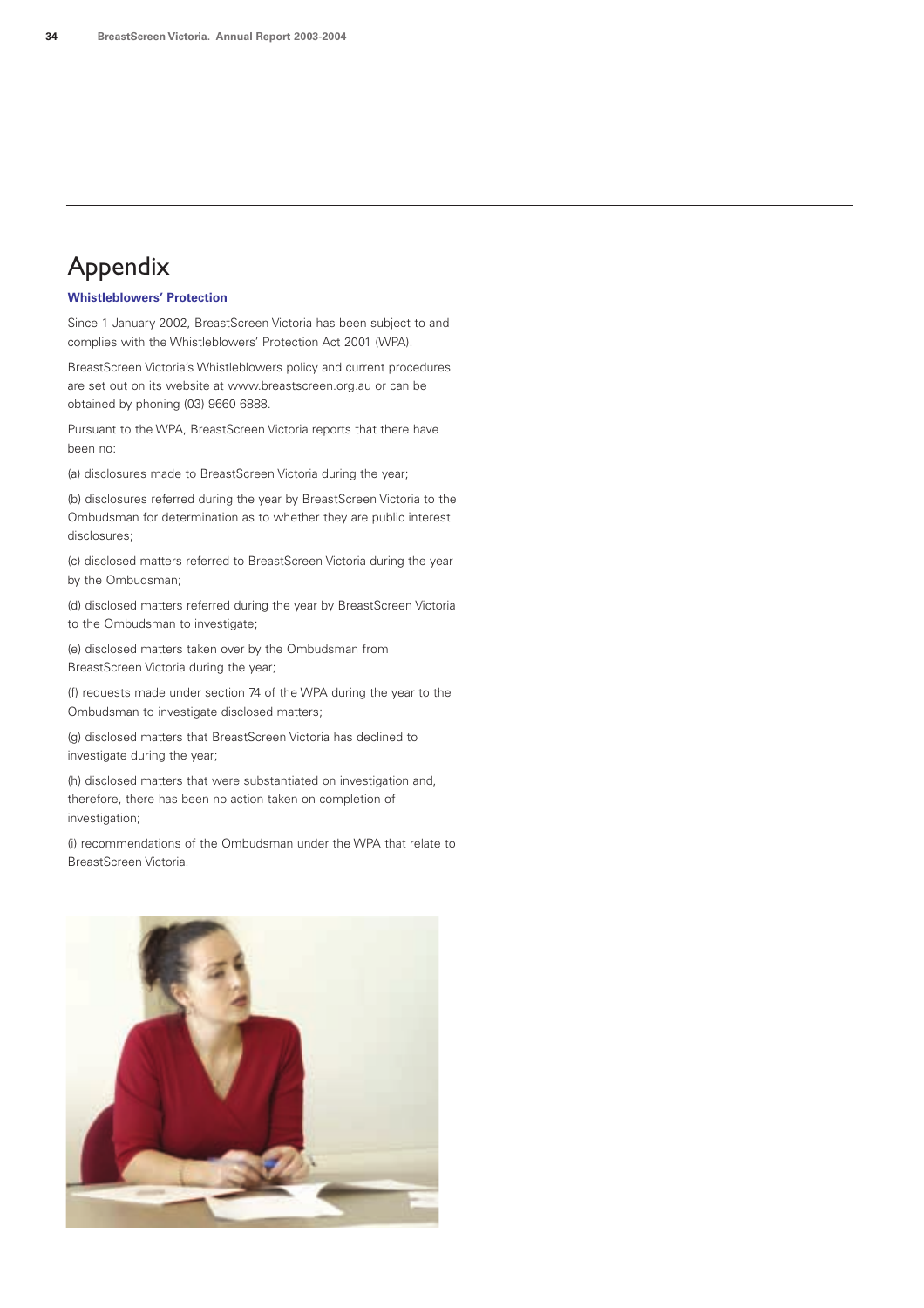# Appendix

### Whistleblowers' Protection

Since 1 January 2002, BreastScreen Victoria has been subject to and complies with the Whistleblowers' Protection Act 2001 (WPA).

BreastScreen Victoria's Whistleblowers policy and current procedures are set out on its website at www.breastscreen.org.au or can be obtained by phoning (03) 9660 6888.

Pursuant to the WPA, BreastScreen Victoria reports that there have been no:

(a) disclosures made to BreastScreen Victoria during the year;

(b) disclosures referred during the year by BreastScreen Victoria to the Ombudsman for determination as to whether they are public interest disclosures;

(c) disclosed matters referred to BreastScreen Victoria during the year by the Ombudsman;

(d) disclosed matters referred during the year by BreastScreen Victoria to the Ombudsman to investigate;

(e) disclosed matters taken over by the Ombudsman from BreastScreen Victoria during the year;

(f) requests made under section 74 of the WPA during the year to the Ombudsman to investigate disclosed matters;

(g) disclosed matters that BreastScreen Victoria has declined to investigate during the year;

(h) disclosed matters that were substantiated on investigation and, therefore, there has been no action taken on completion of investigation;

(i) recommendations of the Ombudsman under the WPA that relate to BreastScreen Victoria.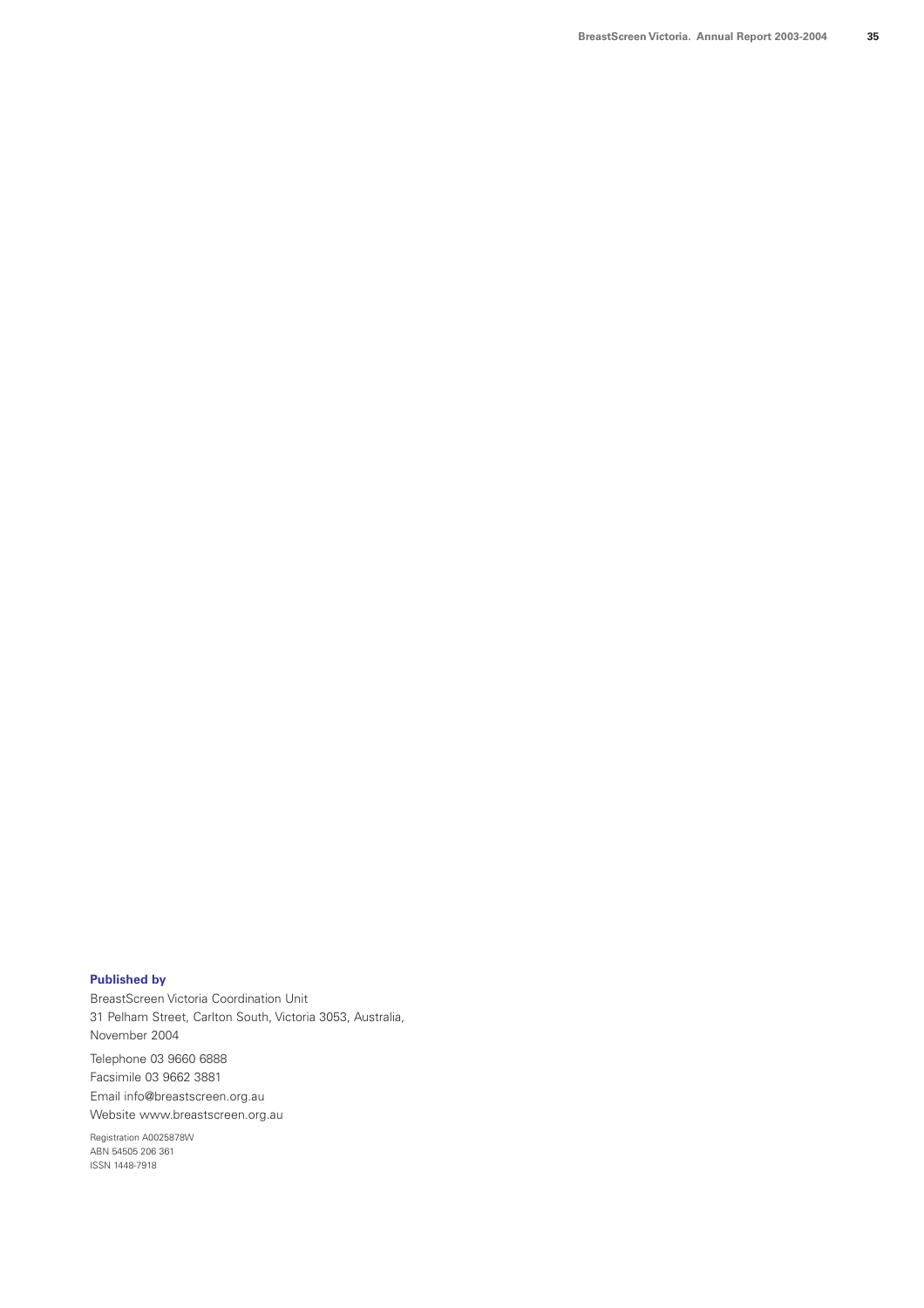**Published by**

BreastScreen Victoria Coordination Unit
31 Pelham Street, Carlton South, Victoria 3053, Australia,
November 2004

Telephone 03 9660 6888
Facsimile 03 9662 3881
Email info@breastscreen.org.au
Website www.breastscreen.org.au

Registration A0025878W
ABN 54505 206 361
ISSN 1448-7918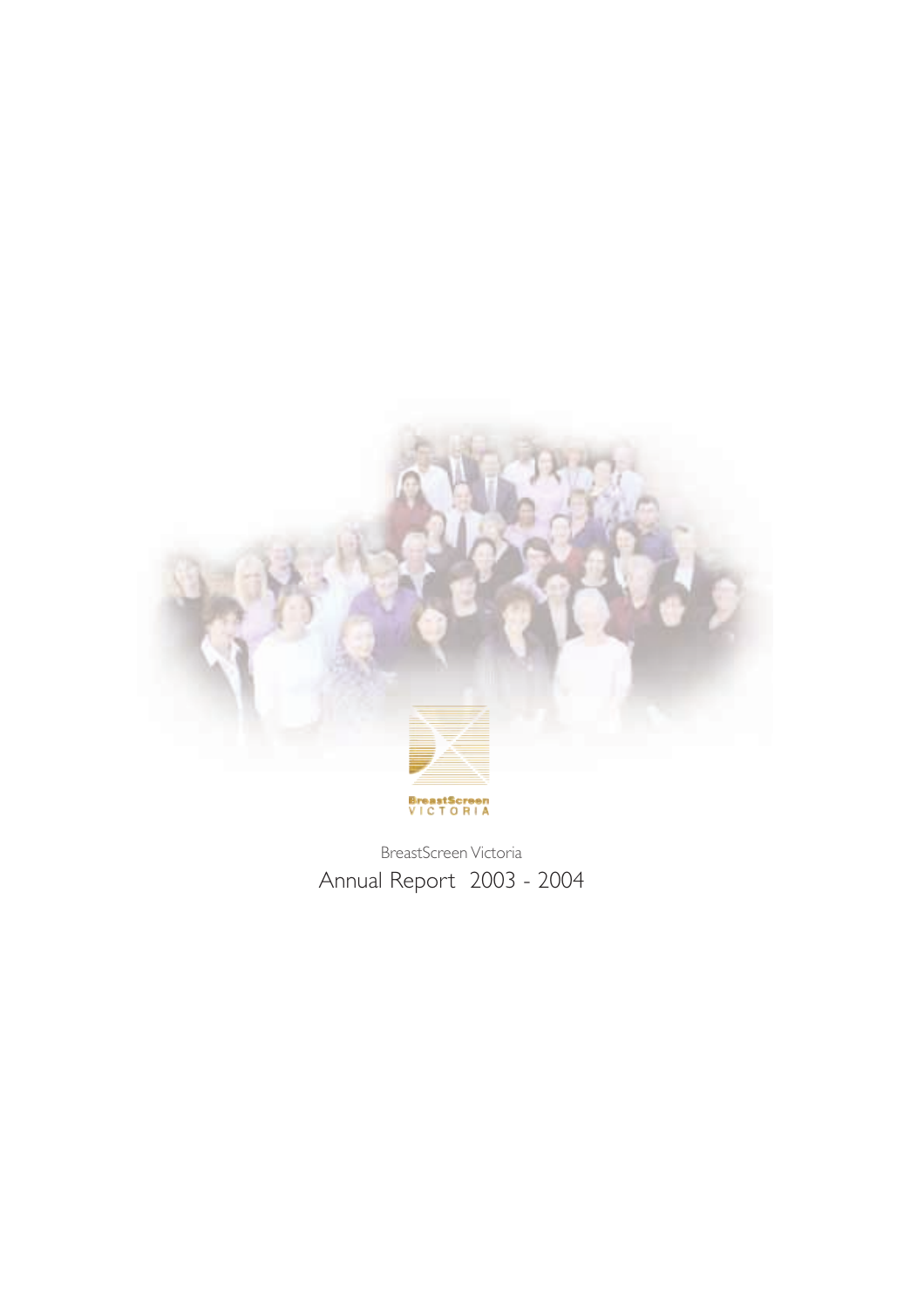BreastScreen Victoria

Annual Report 2003 - 2004